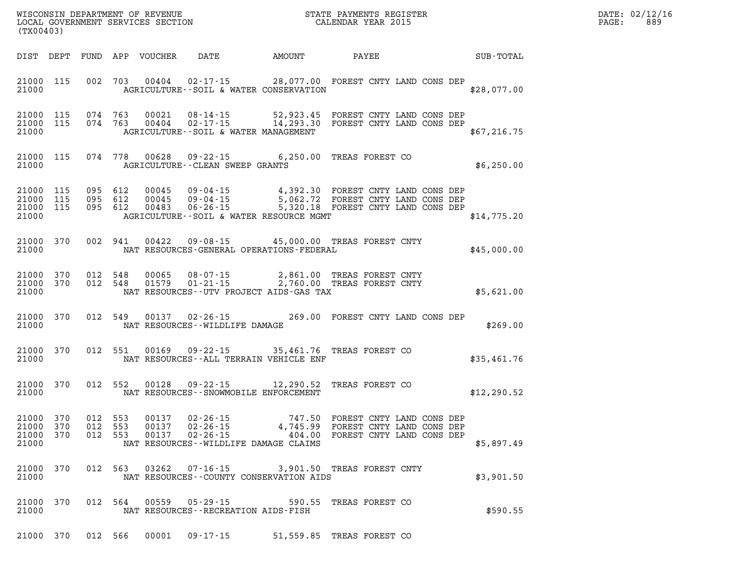WISCONSIN DEPARTMENT OF REVENUE
LOCAL GOVERNMENT SERVICES SECTION
(TX00403)

STATE PAYMENTS REGISTER
CALENDAR YEAR 2015

DATE: 02/12/16
PAGE: 889

| DIST | DEPT | FUND | APP | VOUCHER | DATE | AMOUNT | PAYEE | SUB-TOTAL |
|---|---|---|---|---|---|---|---|---|
| 21000 | 115 | 002 | 703 | 00404 | 02-17-15 | 28,077.00 | FOREST CNTY LAND CONS DEP | |
| 21000 | | | | | AGRICULTURE--SOIL & WATER CONSERVATION | | | $28,077.00 |
| 21000 | 115 | 074 | 763 | 00021 | 08-14-15 | 52,923.45 | FOREST CNTY LAND CONS DEP | |
| 21000 | 115 | 074 | 763 | 00404 | 02-17-15 | 14,293.30 | FOREST CNTY LAND CONS DEP | |
| 21000 | | | | | AGRICULTURE--SOIL & WATER MANAGEMENT | | | $67,216.75 |
| 21000 | 115 | 074 | 778 | 00628 | 09-22-15 | 6,250.00 | TREAS FOREST CO | |
| 21000 | | | | | AGRICULTURE--CLEAN SWEEP GRANTS | | | $6,250.00 |
| 21000 | 115 | 095 | 612 | 00045 | 09-04-15 | 4,392.30 | FOREST CNTY LAND CONS DEP | |
| 21000 | 115 | 095 | 612 | 00045 | 09-04-15 | 5,062.72 | FOREST CNTY LAND CONS DEP | |
| 21000 | 115 | 095 | 612 | 00483 | 06-26-15 | 5,320.18 | FOREST CNTY LAND CONS DEP | |
| 21000 | | | | | AGRICULTURE--SOIL & WATER RESOURCE MGMT | | | $14,775.20 |
| 21000 | 370 | 002 | 941 | 00422 | 09-08-15 | 45,000.00 | TREAS FOREST CNTY | |
| 21000 | | | | | NAT RESOURCES-GENERAL OPERATIONS-FEDERAL | | | $45,000.00 |
| 21000 | 370 | 012 | 548 | 00065 | 08-07-15 | 2,861.00 | TREAS FOREST CNTY | |
| 21000 | 370 | 012 | 548 | 01579 | 01-21-15 | 2,760.00 | TREAS FOREST CNTY | |
| 21000 | | | | | NAT RESOURCES--UTV PROJECT AIDS-GAS TAX | | | $5,621.00 |
| 21000 | 370 | 012 | 549 | 00137 | 02-26-15 | 269.00 | FOREST CNTY LAND CONS DEP | |
| 21000 | | | | | NAT RESOURCES--WILDLIFE DAMAGE | | | $269.00 |
| 21000 | 370 | 012 | 551 | 00169 | 09-22-15 | 35,461.76 | TREAS FOREST CO | |
| 21000 | | | | | NAT RESOURCES--ALL TERRAIN VEHICLE ENF | | | $35,461.76 |
| 21000 | 370 | 012 | 552 | 00128 | 09-22-15 | 12,290.52 | TREAS FOREST CO | |
| 21000 | | | | | NAT RESOURCES--SNOWMOBILE ENFORCEMENT | | | $12,290.52 |
| 21000 | 370 | 012 | 553 | 00137 | 02-26-15 | 747.50 | FOREST CNTY LAND CONS DEP | |
| 21000 | 370 | 012 | 553 | 00137 | 02-26-15 | 4,745.99 | FOREST CNTY LAND CONS DEP | |
| 21000 | 370 | 012 | 553 | 00137 | 02-26-15 | 404.00 | FOREST CNTY LAND CONS DEP | |
| 21000 | | | | | NAT RESOURCES--WILDLIFE DAMAGE CLAIMS | | | $5,897.49 |
| 21000 | 370 | 012 | 563 | 03262 | 07-16-15 | 3,901.50 | TREAS FOREST CNTY | |
| 21000 | | | | | NAT RESOURCES--COUNTY CONSERVATION AIDS | | | $3,901.50 |
| 21000 | 370 | 012 | 564 | 00559 | 05-29-15 | 590.55 | TREAS FOREST CO | |
| 21000 | | | | | NAT RESOURCES--RECREATION AIDS-FISH | | | $590.55 |
| 21000 | 370 | 012 | 566 | 00001 | 09-17-15 | 51,559.85 | TREAS FOREST CO | |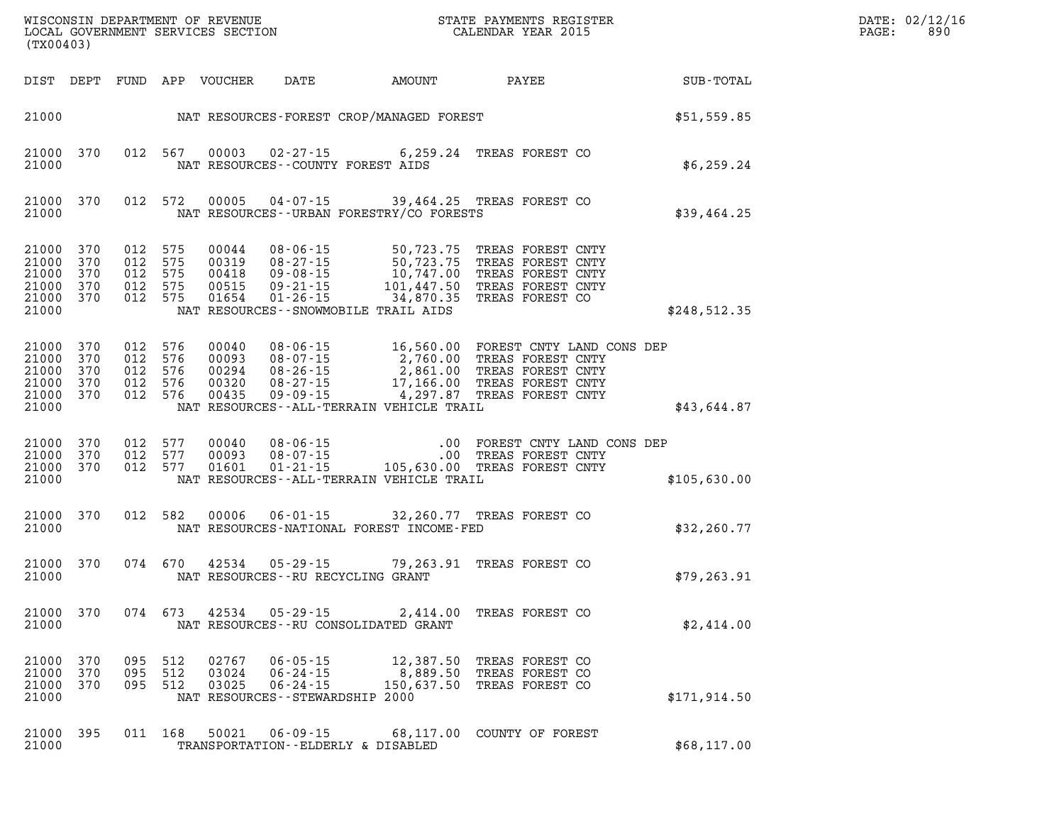| DIST | DEPT | FUND | APP | VOUCHER | DATE | AMOUNT | PAYEE | SUB-TOTAL |
|---|---|---|---|---|---|---|---|---|
| 21000 | | | | | NAT RESOURCES-FOREST CROP/MANAGED FOREST | | | $51,559.85 |
| 21000 | 370 | 012 | 567 | 00003 | 02-27-15 | 6,259.24 | TREAS FOREST CO | |
| 21000 | | | | | NAT RESOURCES--COUNTY FOREST AIDS | | | $6,259.24 |
| 21000 | 370 | 012 | 572 | 00005 | 04-07-15 | 39,464.25 | TREAS FOREST CO | |
| 21000 | | | | | NAT RESOURCES--URBAN FORESTRY/CO FORESTS | | | $39,464.25 |
| 21000 | 370 | 012 | 575 | 00044 | 08-06-15 | 50,723.75 | TREAS FOREST CNTY | |
| 21000 | 370 | 012 | 575 | 00319 | 08-27-15 | 50,723.75 | TREAS FOREST CNTY | |
| 21000 | 370 | 012 | 575 | 00418 | 09-08-15 | 10,747.00 | TREAS FOREST CNTY | |
| 21000 | 370 | 012 | 575 | 00515 | 09-21-15 | 101,447.50 | TREAS FOREST CNTY | |
| 21000 | 370 | 012 | 575 | 01654 | 01-26-15 | 34,870.35 | TREAS FOREST CO | |
| 21000 | | | | | NAT RESOURCES--SNOWMOBILE TRAIL AIDS | | | $248,512.35 |
| 21000 | 370 | 012 | 576 | 00040 | 08-06-15 | 16,560.00 | FOREST CNTY LAND CONS DEP | |
| 21000 | 370 | 012 | 576 | 00093 | 08-07-15 | 2,760.00 | TREAS FOREST CNTY | |
| 21000 | 370 | 012 | 576 | 00294 | 08-26-15 | 2,861.00 | TREAS FOREST CNTY | |
| 21000 | 370 | 012 | 576 | 00320 | 08-27-15 | 17,166.00 | TREAS FOREST CNTY | |
| 21000 | 370 | 012 | 576 | 00435 | 09-09-15 | 4,297.87 | TREAS FOREST CNTY | |
| 21000 | | | | | NAT RESOURCES--ALL-TERRAIN VEHICLE TRAIL | | | $43,644.87 |
| 21000 | 370 | 012 | 577 | 00040 | 08-06-15 | .00 | FOREST CNTY LAND CONS DEP | |
| 21000 | 370 | 012 | 577 | 00093 | 08-07-15 | .00 | TREAS FOREST CNTY | |
| 21000 | 370 | 012 | 577 | 01601 | 01-21-15 | 105,630.00 | TREAS FOREST CNTY | |
| 21000 | | | | | NAT RESOURCES--ALL-TERRAIN VEHICLE TRAIL | | | $105,630.00 |
| 21000 | 370 | 012 | 582 | 00006 | 06-01-15 | 32,260.77 | TREAS FOREST CO | |
| 21000 | | | | | NAT RESOURCES-NATIONAL FOREST INCOME-FED | | | $32,260.77 |
| 21000 | 370 | 074 | 670 | 42534 | 05-29-15 | 79,263.91 | TREAS FOREST CO | |
| 21000 | | | | | NAT RESOURCES--RU RECYCLING GRANT | | | $79,263.91 |
| 21000 | 370 | 074 | 673 | 42534 | 05-29-15 | 2,414.00 | TREAS FOREST CO | |
| 21000 | | | | | NAT RESOURCES--RU CONSOLIDATED GRANT | | | $2,414.00 |
| 21000 | 370 | 095 | 512 | 02767 | 06-05-15 | 12,387.50 | TREAS FOREST CO | |
| 21000 | 370 | 095 | 512 | 03024 | 06-24-15 | 8,889.50 | TREAS FOREST CO | |
| 21000 | 370 | 095 | 512 | 03025 | 06-24-15 | 150,637.50 | TREAS FOREST CO | |
| 21000 | | | | | NAT RESOURCES--STEWARDSHIP 2000 | | | $171,914.50 |
| 21000 | 395 | 011 | 168 | 50021 | 06-09-15 | 68,117.00 | COUNTY OF FOREST | |
| 21000 | | | | | TRANSPORTATION--ELDERLY & DISABLED | | | $68,117.00 |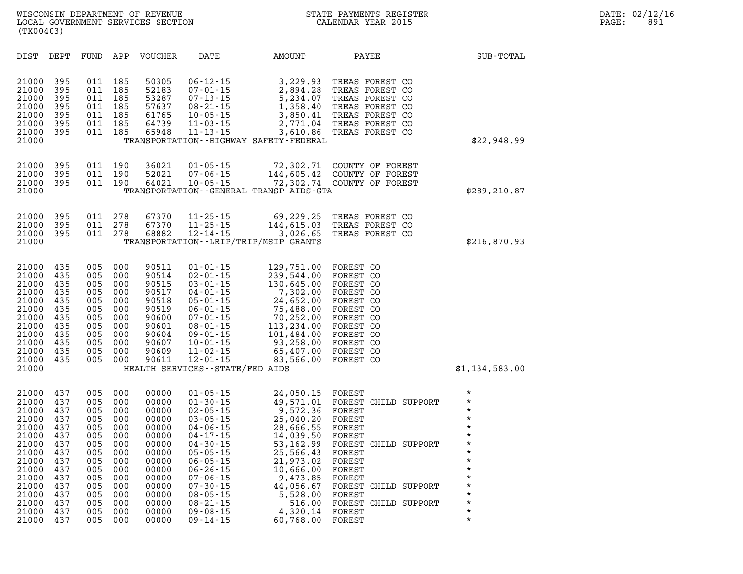WISCONSIN DEPARTMENT OF REVENUE
LOCAL GOVERNMENT SERVICES SECTION
(TX00403)

STATE PAYMENTS REGISTER
CALENDAR YEAR 2015

DATE: 02/12/16

| DIST | DEPT | FUND | APP | VOUCHER | DATE | AMOUNT | PAYEE | SUB-TOTAL |
|---|---|---|---|---|---|---|---|---|
| 21000 | 395 | 011 | 185 | 50305 | 06-12-15 | 3,229.93 | TREAS FOREST CO | |
| 21000 | 395 | 011 | 185 | 52183 | 07-01-15 | 2,894.28 | TREAS FOREST CO | |
| 21000 | 395 | 011 | 185 | 53287 | 07-13-15 | 5,234.07 | TREAS FOREST CO | |
| 21000 | 395 | 011 | 185 | 57637 | 08-21-15 | 1,358.40 | TREAS FOREST CO | |
| 21000 | 395 | 011 | 185 | 61765 | 10-05-15 | 3,850.41 | TREAS FOREST CO | |
| 21000 | 395 | 011 | 185 | 64739 | 11-03-15 | 2,771.04 | TREAS FOREST CO | |
| 21000 | 395 | 011 | 185 | 65948 | 11-13-15 | 3,610.86 | TREAS FOREST CO | |
| 21000 | | | | | TRANSPORTATION--HIGHWAY SAFETY-FEDERAL | | | $22,948.99 |
| 21000 | 395 | 011 | 190 | 36021 | 01-05-15 | 72,302.71 | COUNTY OF FOREST | |
| 21000 | 395 | 011 | 190 | 52021 | 07-06-15 | 144,605.42 | COUNTY OF FOREST | |
| 21000 | 395 | 011 | 190 | 64021 | 10-05-15 | 72,302.74 | COUNTY OF FOREST | |
| 21000 | | | | | TRANSPORTATION--GENERAL TRANSP AIDS-GTA | | | $289,210.87 |
| 21000 | 395 | 011 | 278 | 67370 | 11-25-15 | 69,229.25 | TREAS FOREST CO | |
| 21000 | 395 | 011 | 278 | 67370 | 11-25-15 | 144,615.03 | TREAS FOREST CO | |
| 21000 | 395 | 011 | 278 | 68882 | 12-14-15 | 3,026.65 | TREAS FOREST CO | |
| 21000 | | | | | TRANSPORTATION--LRIP/TRIP/MSIP GRANTS | | | $216,870.93 |
| 21000 | 435 | 005 | 000 | 90511 | 01-01-15 | 129,751.00 | FOREST CO | |
| 21000 | 435 | 005 | 000 | 90514 | 02-01-15 | 239,544.00 | FOREST CO | |
| 21000 | 435 | 005 | 000 | 90515 | 03-01-15 | 130,645.00 | FOREST CO | |
| 21000 | 435 | 005 | 000 | 90517 | 04-01-15 | 7,302.00 | FOREST CO | |
| 21000 | 435 | 005 | 000 | 90518 | 05-01-15 | 24,652.00 | FOREST CO | |
| 21000 | 435 | 005 | 000 | 90519 | 06-01-15 | 75,488.00 | FOREST CO | |
| 21000 | 435 | 005 | 000 | 90600 | 07-01-15 | 70,252.00 | FOREST CO | |
| 21000 | 435 | 005 | 000 | 90601 | 08-01-15 | 113,234.00 | FOREST CO | |
| 21000 | 435 | 005 | 000 | 90604 | 09-01-15 | 101,484.00 | FOREST CO | |
| 21000 | 435 | 005 | 000 | 90607 | 10-01-15 | 93,258.00 | FOREST CO | |
| 21000 | 435 | 005 | 000 | 90609 | 11-02-15 | 65,407.00 | FOREST CO | |
| 21000 | 435 | 005 | 000 | 90611 | 12-01-15 | 83,566.00 | FOREST CO | |
| 21000 | | | | | HEALTH SERVICES--STATE/FED AIDS | | | $1,134,583.00 |
| 21000 | 437 | 005 | 000 | 00000 | 01-05-15 | 24,050.15 | FOREST | * |
| 21000 | 437 | 005 | 000 | 00000 | 01-30-15 | 49,571.01 | FOREST CHILD SUPPORT | * |
| 21000 | 437 | 005 | 000 | 00000 | 02-05-15 | 9,572.36 | FOREST | * |
| 21000 | 437 | 005 | 000 | 00000 | 03-05-15 | 25,040.20 | FOREST | * |
| 21000 | 437 | 005 | 000 | 00000 | 04-06-15 | 28,666.55 | FOREST | * |
| 21000 | 437 | 005 | 000 | 00000 | 04-17-15 | 14,039.50 | FOREST | * |
| 21000 | 437 | 005 | 000 | 00000 | 04-30-15 | 53,162.99 | FOREST CHILD SUPPORT | * |
| 21000 | 437 | 005 | 000 | 00000 | 05-05-15 | 25,566.43 | FOREST | * |
| 21000 | 437 | 005 | 000 | 00000 | 06-05-15 | 21,973.02 | FOREST | * |
| 21000 | 437 | 005 | 000 | 00000 | 06-26-15 | 10,666.00 | FOREST | * |
| 21000 | 437 | 005 | 000 | 00000 | 07-06-15 | 9,473.85 | FOREST | * |
| 21000 | 437 | 005 | 000 | 00000 | 07-30-15 | 44,056.67 | FOREST CHILD SUPPORT | * |
| 21000 | 437 | 005 | 000 | 00000 | 08-05-15 | 5,528.00 | FOREST | * |
| 21000 | 437 | 005 | 000 | 00000 | 08-21-15 | 516.00 | FOREST CHILD SUPPORT | * |
| 21000 | 437 | 005 | 000 | 00000 | 09-08-15 | 4,320.14 | FOREST | * |
| 21000 | 437 | 005 | 000 | 00000 | 09-14-15 | 60,768.00 | FOREST | * |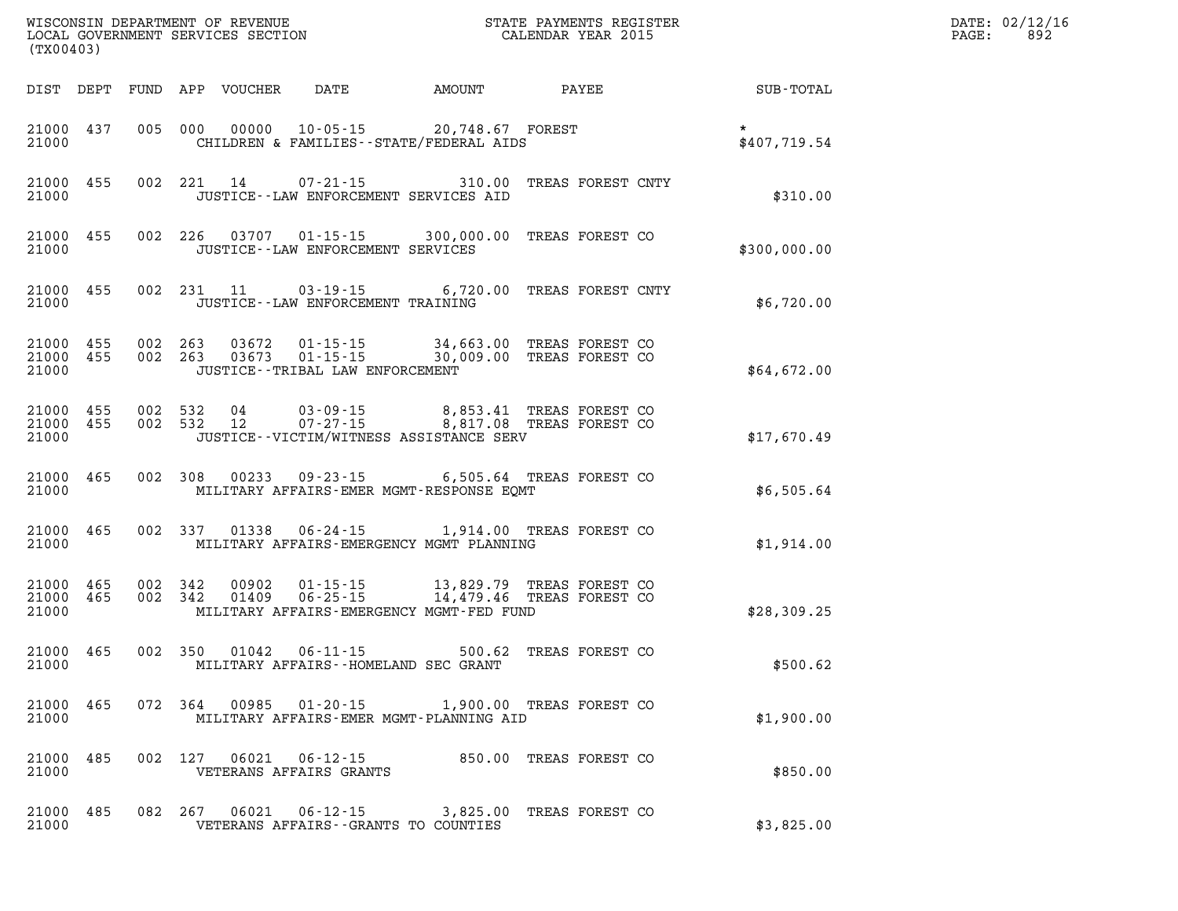WISCONSIN DEPARTMENT OF REVENUE
LOCAL GOVERNMENT SERVICES SECTION
(TX00403)

STATE PAYMENTS REGISTER
CALENDAR YEAR 2015

DATE: 02/12/16
PAGE: 892

| DIST | DEPT | FUND | APP | VOUCHER | DATE | AMOUNT | PAYEE | SUB-TOTAL |
|---|---|---|---|---|---|---|---|---|
| 21000 | 437 | 005 | 000 | 00000 | 10-05-15 | 20,748.67 | FOREST | * |
| 21000 | | | | CHILDREN & FAMILIES--STATE/FEDERAL AIDS | | | | $407,719.54 |
| 21000 | 455 | 002 | 221 | 14 | 07-21-15 | 310.00 | TREAS FOREST CNTY | |
| 21000 | | | | JUSTICE--LAW ENFORCEMENT SERVICES AID | | | | $310.00 |
| 21000 | 455 | 002 | 226 | 03707 | 01-15-15 | 300,000.00 | TREAS FOREST CO | |
| 21000 | | | | JUSTICE--LAW ENFORCEMENT SERVICES | | | | $300,000.00 |
| 21000 | 455 | 002 | 231 | 11 | 03-19-15 | 6,720.00 | TREAS FOREST CNTY | |
| 21000 | | | | JUSTICE--LAW ENFORCEMENT TRAINING | | | | $6,720.00 |
| 21000 | 455 | 002 | 263 | 03672 | 01-15-15 | 34,663.00 | TREAS FOREST CO | |
| 21000 | 455 | 002 | 263 | 03673 | 01-15-15 | 30,009.00 | TREAS FOREST CO | |
| 21000 | | | | JUSTICE--TRIBAL LAW ENFORCEMENT | | | | $64,672.00 |
| 21000 | 455 | 002 | 532 | 04 | 03-09-15 | 8,853.41 | TREAS FOREST CO | |
| 21000 | 455 | 002 | 532 | 12 | 07-27-15 | 8,817.08 | TREAS FOREST CO | |
| 21000 | | | | JUSTICE--VICTIM/WITNESS ASSISTANCE SERV | | | | $17,670.49 |
| 21000 | 465 | 002 | 308 | 00233 | 09-23-15 | 6,505.64 | TREAS FOREST CO | |
| 21000 | | | | MILITARY AFFAIRS-EMER MGMT-RESPONSE EQMT | | | | $6,505.64 |
| 21000 | 465 | 002 | 337 | 01338 | 06-24-15 | 1,914.00 | TREAS FOREST CO | |
| 21000 | | | | MILITARY AFFAIRS-EMERGENCY MGMT PLANNING | | | | $1,914.00 |
| 21000 | 465 | 002 | 342 | 00902 | 01-15-15 | 13,829.79 | TREAS FOREST CO | |
| 21000 | 465 | 002 | 342 | 01409 | 06-25-15 | 14,479.46 | TREAS FOREST CO | |
| 21000 | | | | MILITARY AFFAIRS-EMERGENCY MGMT-FED FUND | | | | $28,309.25 |
| 21000 | 465 | 002 | 350 | 01042 | 06-11-15 | 500.62 | TREAS FOREST CO | |
| 21000 | | | | MILITARY AFFAIRS--HOMELAND SEC GRANT | | | | $500.62 |
| 21000 | 465 | 072 | 364 | 00985 | 01-20-15 | 1,900.00 | TREAS FOREST CO | |
| 21000 | | | | MILITARY AFFAIRS-EMER MGMT-PLANNING AID | | | | $1,900.00 |
| 21000 | 485 | 002 | 127 | 06021 | 06-12-15 | 850.00 | TREAS FOREST CO | |
| 21000 | | | | VETERANS AFFAIRS GRANTS | | | | $850.00 |
| 21000 | 485 | 082 | 267 | 06021 | 06-12-15 | 3,825.00 | TREAS FOREST CO | |
| 21000 | | | | VETERANS AFFAIRS--GRANTS TO COUNTIES | | | | $3,825.00 |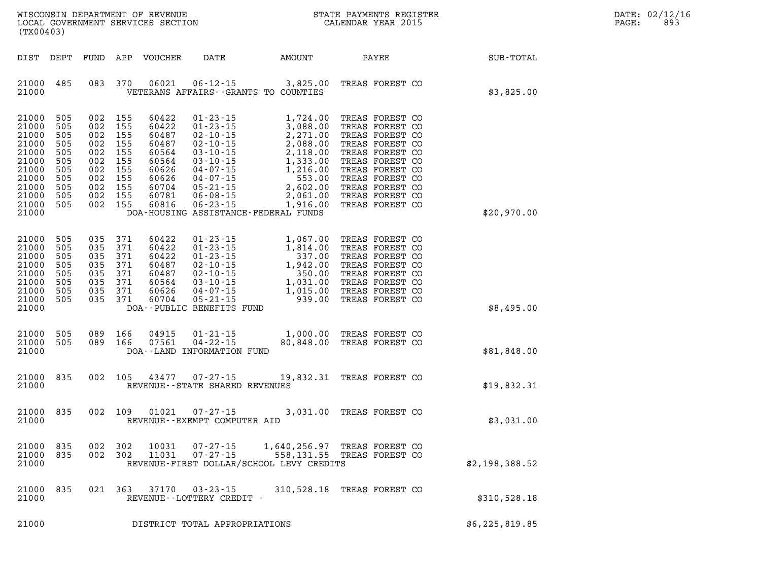WISCONSIN DEPARTMENT OF REVENUE
LOCAL GOVERNMENT SERVICES SECTION
(TX00403)

STATE PAYMENTS REGISTER
CALENDAR YEAR 2015

DATE: 02/12/16
PAGE: 893

| DIST | DEPT | FUND | APP | VOUCHER | DATE | AMOUNT | PAYEE | SUB-TOTAL |
|---|---|---|---|---|---|---|---|---|
| 21000 | 485 | 083 | 370 | 06021 | 06-12-15 | 3,825.00 | TREAS FOREST CO | |
| 21000 | | | | | VETERANS AFFAIRS--GRANTS TO COUNTIES | | | $3,825.00 |
| 21000 | 505 | 002 | 155 | 60422 | 01-23-15 | 1,724.00 | TREAS FOREST CO | |
| 21000 | 505 | 002 | 155 | 60422 | 01-23-15 | 3,088.00 | TREAS FOREST CO | |
| 21000 | 505 | 002 | 155 | 60487 | 02-10-15 | 2,271.00 | TREAS FOREST CO | |
| 21000 | 505 | 002 | 155 | 60487 | 02-10-15 | 2,088.00 | TREAS FOREST CO | |
| 21000 | 505 | 002 | 155 | 60564 | 03-10-15 | 2,118.00 | TREAS FOREST CO | |
| 21000 | 505 | 002 | 155 | 60564 | 03-10-15 | 1,333.00 | TREAS FOREST CO | |
| 21000 | 505 | 002 | 155 | 60626 | 04-07-15 | 1,216.00 | TREAS FOREST CO | |
| 21000 | 505 | 002 | 155 | 60626 | 04-07-15 | 553.00 | TREAS FOREST CO | |
| 21000 | 505 | 002 | 155 | 60704 | 05-21-15 | 2,602.00 | TREAS FOREST CO | |
| 21000 | 505 | 002 | 155 | 60781 | 06-08-15 | 2,061.00 | TREAS FOREST CO | |
| 21000 | 505 | 002 | 155 | 60816 | 06-23-15 | 1,916.00 | TREAS FOREST CO | |
| 21000 | | | | | DOA-HOUSING ASSISTANCE-FEDERAL FUNDS | | | $20,970.00 |
| 21000 | 505 | 035 | 371 | 60422 | 01-23-15 | 1,067.00 | TREAS FOREST CO | |
| 21000 | 505 | 035 | 371 | 60422 | 01-23-15 | 1,814.00 | TREAS FOREST CO | |
| 21000 | 505 | 035 | 371 | 60422 | 01-23-15 | 337.00 | TREAS FOREST CO | |
| 21000 | 505 | 035 | 371 | 60487 | 02-10-15 | 1,942.00 | TREAS FOREST CO | |
| 21000 | 505 | 035 | 371 | 60487 | 02-10-15 | 350.00 | TREAS FOREST CO | |
| 21000 | 505 | 035 | 371 | 60564 | 03-10-15 | 1,031.00 | TREAS FOREST CO | |
| 21000 | 505 | 035 | 371 | 60626 | 04-07-15 | 1,015.00 | TREAS FOREST CO | |
| 21000 | 505 | 035 | 371 | 60704 | 05-21-15 | 939.00 | TREAS FOREST CO | |
| 21000 | | | | | DOA--PUBLIC BENEFITS FUND | | | $8,495.00 |
| 21000 | 505 | 089 | 166 | 04915 | 01-21-15 | 1,000.00 | TREAS FOREST CO | |
| 21000 | 505 | 089 | 166 | 07561 | 04-22-15 | 80,848.00 | TREAS FOREST CO | |
| 21000 | | | | | DOA--LAND INFORMATION FUND | | | $81,848.00 |
| 21000 | 835 | 002 | 105 | 43477 | 07-27-15 | 19,832.31 | TREAS FOREST CO | |
| 21000 | | | | | REVENUE--STATE SHARED REVENUES | | | $19,832.31 |
| 21000 | 835 | 002 | 109 | 01021 | 07-27-15 | 3,031.00 | TREAS FOREST CO | |
| 21000 | | | | | REVENUE--EXEMPT COMPUTER AID | | | $3,031.00 |
| 21000 | 835 | 002 | 302 | 10031 | 07-27-15 | 1,640,256.97 | TREAS FOREST CO | |
| 21000 | 835 | 002 | 302 | 11031 | 07-27-15 | 558,131.55 | TREAS FOREST CO | |
| 21000 | | | | | REVENUE-FIRST DOLLAR/SCHOOL LEVY CREDITS | | | $2,198,388.52 |
| 21000 | 835 | 021 | 363 | 37170 | 03-23-15 | 310,528.18 | TREAS FOREST CO | |
| 21000 | | | | | REVENUE--LOTTERY CREDIT - | | | $310,528.18 |
| 21000 | | | | | DISTRICT TOTAL APPROPRIATIONS | | | $6,225,819.85 |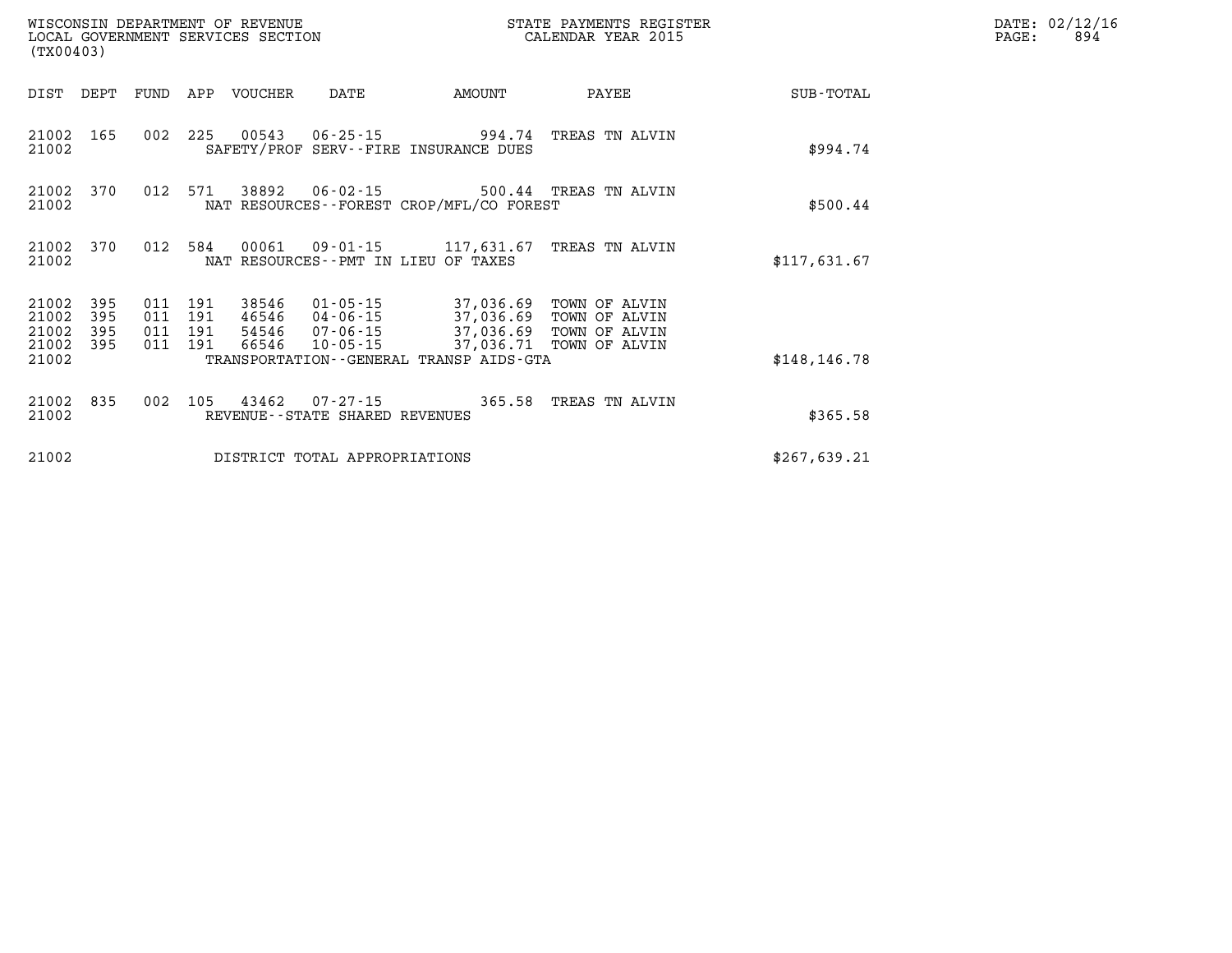WISCONSIN DEPARTMENT OF REVENUE
LOCAL GOVERNMENT SERVICES SECTION
(TX00403)

STATE PAYMENTS REGISTER
CALENDAR YEAR 2015

DATE: 02/12/16
PAGE: 894

| DIST | DEPT | FUND | APP | VOUCHER | DATE | AMOUNT | PAYEE | SUB-TOTAL |
|---|---|---|---|---|---|---|---|---|
| 21002 | 165 | 002 | 225 | 00543 | 06-25-15 | 994.74 | TREAS TN ALVIN | |
| 21002 | | | | SAFETY/PROF SERV--FIRE INSURANCE DUES | | | | $994.74 |
| 21002 | 370 | 012 | 571 | 38892 | 06-02-15 | 500.44 | TREAS TN ALVIN | |
| 21002 | | | | NAT RESOURCES--FOREST CROP/MFL/CO FOREST | | | | $500.44 |
| 21002 | 370 | 012 | 584 | 00061 | 09-01-15 | 117,631.67 | TREAS TN ALVIN | |
| 21002 | | | | NAT RESOURCES--PMT IN LIEU OF TAXES | | | | $117,631.67 |
| 21002 | 395 | 011 | 191 | 38546 | 01-05-15 | 37,036.69 | TOWN OF ALVIN | |
| 21002 | 395 | 011 | 191 | 46546 | 04-06-15 | 37,036.69 | TOWN OF ALVIN | |
| 21002 | 395 | 011 | 191 | 54546 | 07-06-15 | 37,036.69 | TOWN OF ALVIN | |
| 21002 | 395 | 011 | 191 | 66546 | 10-05-15 | 37,036.71 | TOWN OF ALVIN | |
| 21002 | | | | TRANSPORTATION--GENERAL TRANSP AIDS-GTA | | | | $148,146.78 |
| 21002 | 835 | 002 | 105 | 43462 | 07-27-15 | 365.58 | TREAS TN ALVIN | |
| 21002 | | | | REVENUE--STATE SHARED REVENUES | | | | $365.58 |
| 21002 | | | | DISTRICT TOTAL APPROPRIATIONS | | | | $267,639.21 |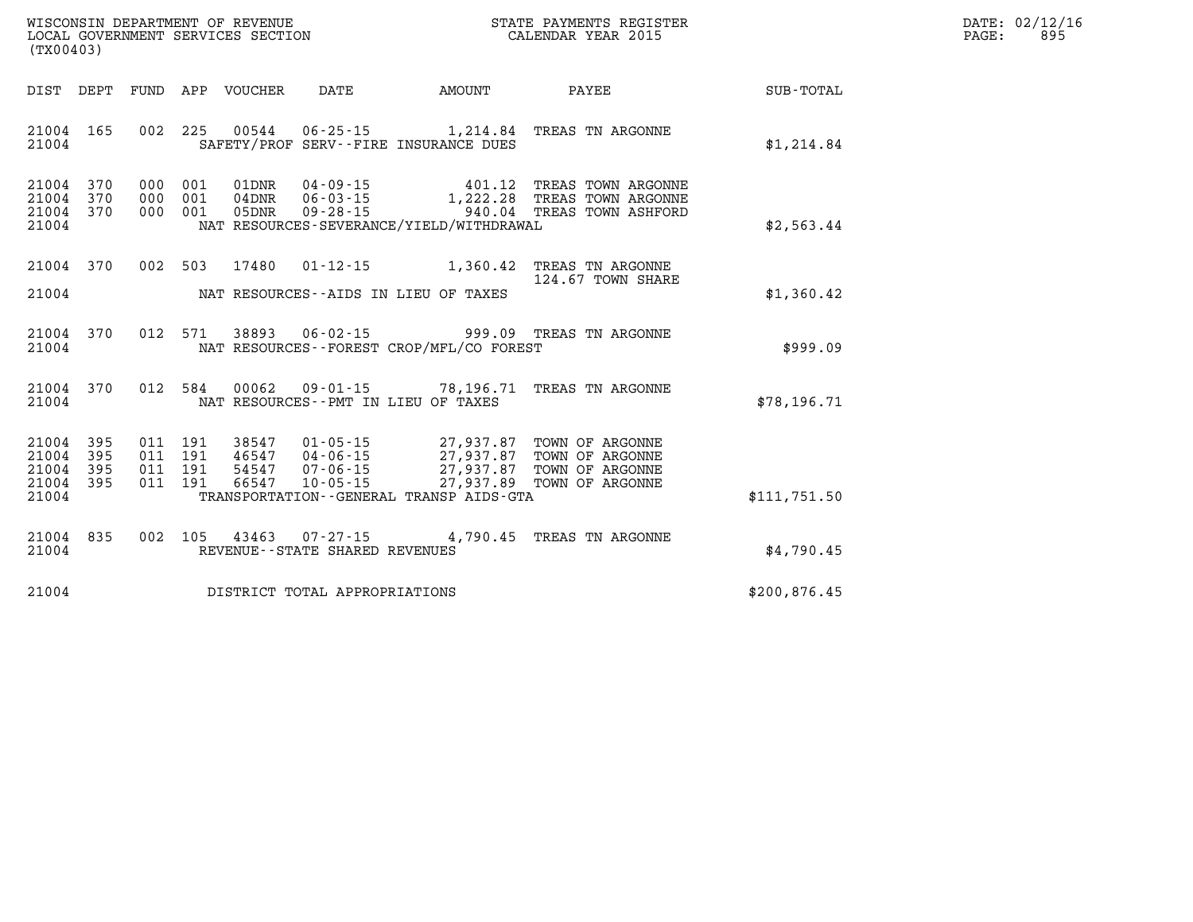WISCONSIN DEPARTMENT OF REVENUE
LOCAL GOVERNMENT SERVICES SECTION
(TX00403)

STATE PAYMENTS REGISTER
CALENDAR YEAR 2015

DATE: 02/12/16
PAGE: 895

| DIST | DEPT | FUND | APP | VOUCHER | DATE | AMOUNT | PAYEE | SUB-TOTAL |
|---|---|---|---|---|---|---|---|---|
| 21004 | 165 | 002 | 225 | 00544 | 06-25-15 | 1,214.84 | TREAS TN ARGONNE | |
| 21004 | | | | | SAFETY/PROF SERV--FIRE INSURANCE DUES | | | $1,214.84 |
| 21004 | 370 | 000 | 001 | 01DNR | 04-09-15 | 401.12 | TREAS TOWN ARGONNE | |
| 21004 | 370 | 000 | 001 | 04DNR | 06-03-15 | 1,222.28 | TREAS TOWN ARGONNE | |
| 21004 | 370 | 000 | 001 | 05DNR | 09-28-15 | 940.04 | TREAS TOWN ASHFORD | |
| 21004 | | | | | NAT RESOURCES-SEVERANCE/YIELD/WITHDRAWAL | | | $2,563.44 |
| 21004 | 370 | 002 | 503 | 17480 | 01-12-15 | 1,360.42 | TREAS TN ARGONNE 124.67 TOWN SHARE | |
| 21004 | | | | | NAT RESOURCES--AIDS IN LIEU OF TAXES | | | $1,360.42 |
| 21004 | 370 | 012 | 571 | 38893 | 06-02-15 | 999.09 | TREAS TN ARGONNE | |
| 21004 | | | | | NAT RESOURCES--FOREST CROP/MFL/CO FOREST | | | $999.09 |
| 21004 | 370 | 012 | 584 | 00062 | 09-01-15 | 78,196.71 | TREAS TN ARGONNE | |
| 21004 | | | | | NAT RESOURCES--PMT IN LIEU OF TAXES | | | $78,196.71 |
| 21004 | 395 | 011 | 191 | 38547 | 01-05-15 | 27,937.87 | TOWN OF ARGONNE | |
| 21004 | 395 | 011 | 191 | 46547 | 04-06-15 | 27,937.87 | TOWN OF ARGONNE | |
| 21004 | 395 | 011 | 191 | 54547 | 07-06-15 | 27,937.87 | TOWN OF ARGONNE | |
| 21004 | 395 | 011 | 191 | 66547 | 10-05-15 | 27,937.89 | TOWN OF ARGONNE | |
| 21004 | | | | | TRANSPORTATION--GENERAL TRANSP AIDS-GTA | | | $111,751.50 |
| 21004 | 835 | 002 | 105 | 43463 | 07-27-15 | 4,790.45 | TREAS TN ARGONNE | |
| 21004 | | | | | REVENUE--STATE SHARED REVENUES | | | $4,790.45 |
| 21004 | | | | | DISTRICT TOTAL APPROPRIATIONS | | | $200,876.45 |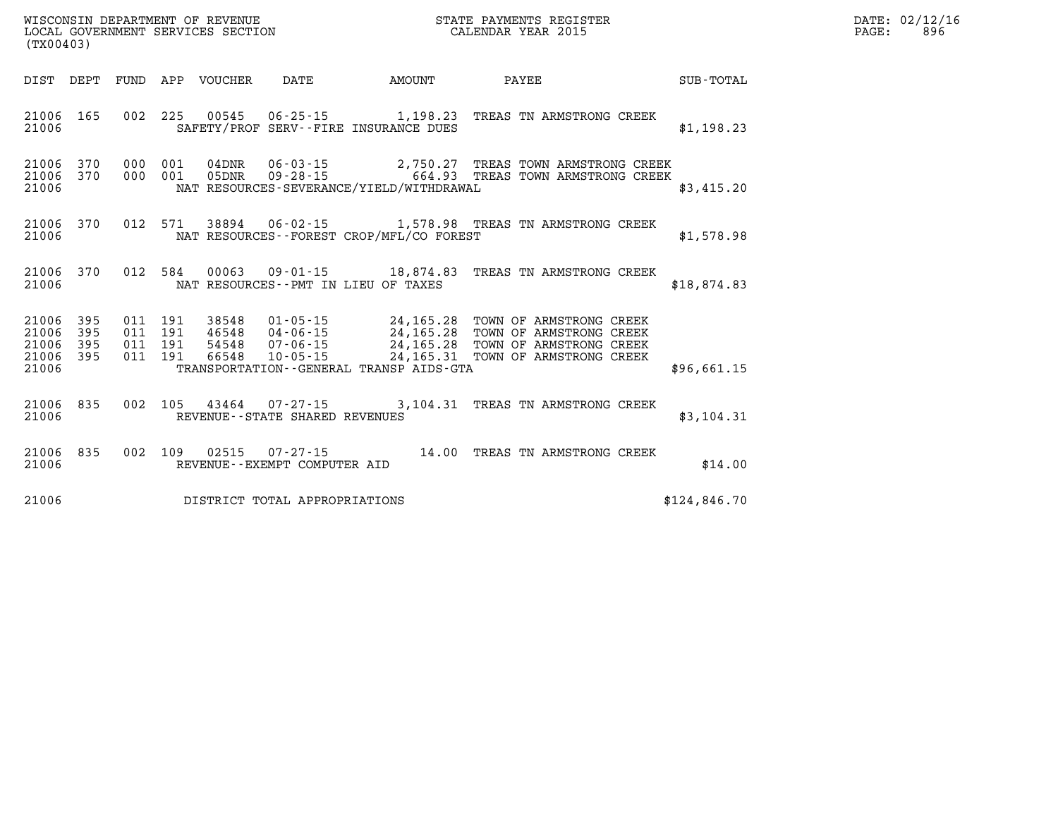WISCONSIN DEPARTMENT OF REVENUE
LOCAL GOVERNMENT SERVICES SECTION
(TX00403)

STATE PAYMENTS REGISTER
CALENDAR YEAR 2015

DATE: 02/12/16
PAGE: 896

| DIST | DEPT | FUND | APP | VOUCHER | DATE | AMOUNT | PAYEE | SUB-TOTAL |
|---|---|---|---|---|---|---|---|---|
| 21006 | 165 | 002 | 225 | 00545 | 06-25-15 | 1,198.23 | TREAS TN ARMSTRONG CREEK | |
| 21006 | | | | SAFETY/PROF SERV--FIRE INSURANCE DUES | | | | $1,198.23 |
| 21006 | 370 | 000 | 001 | 04DNR | 06-03-15 | 2,750.27 | TREAS TOWN ARMSTRONG CREEK | |
| 21006 | 370 | 000 | 001 | 05DNR | 09-28-15 | 664.93 | TREAS TOWN ARMSTRONG CREEK | |
| 21006 | | | | NAT RESOURCES-SEVERANCE/YIELD/WITHDRAWAL | | | | $3,415.20 |
| 21006 | 370 | 012 | 571 | 38894 | 06-02-15 | 1,578.98 | TREAS TN ARMSTRONG CREEK | |
| 21006 | | | | NAT RESOURCES--FOREST CROP/MFL/CO FOREST | | | | $1,578.98 |
| 21006 | 370 | 012 | 584 | 00063 | 09-01-15 | 18,874.83 | TREAS TN ARMSTRONG CREEK | |
| 21006 | | | | NAT RESOURCES--PMT IN LIEU OF TAXES | | | | $18,874.83 |
| 21006 | 395 | 011 | 191 | 38548 | 01-05-15 | 24,165.28 | TOWN OF ARMSTRONG CREEK | |
| 21006 | 395 | 011 | 191 | 46548 | 04-06-15 | 24,165.28 | TOWN OF ARMSTRONG CREEK | |
| 21006 | 395 | 011 | 191 | 54548 | 07-06-15 | 24,165.28 | TOWN OF ARMSTRONG CREEK | |
| 21006 | 395 | 011 | 191 | 66548 | 10-05-15 | 24,165.31 | TOWN OF ARMSTRONG CREEK | |
| 21006 | | | | TRANSPORTATION--GENERAL TRANSP AIDS-GTA | | | | $96,661.15 |
| 21006 | 835 | 002 | 105 | 43464 | 07-27-15 | 3,104.31 | TREAS TN ARMSTRONG CREEK | |
| 21006 | | | | REVENUE--STATE SHARED REVENUES | | | | $3,104.31 |
| 21006 | 835 | 002 | 109 | 02515 | 07-27-15 | 14.00 | TREAS TN ARMSTRONG CREEK | |
| 21006 | | | | REVENUE--EXEMPT COMPUTER AID | | | | $14.00 |
| 21006 | | | | DISTRICT TOTAL APPROPRIATIONS | | | | $124,846.70 |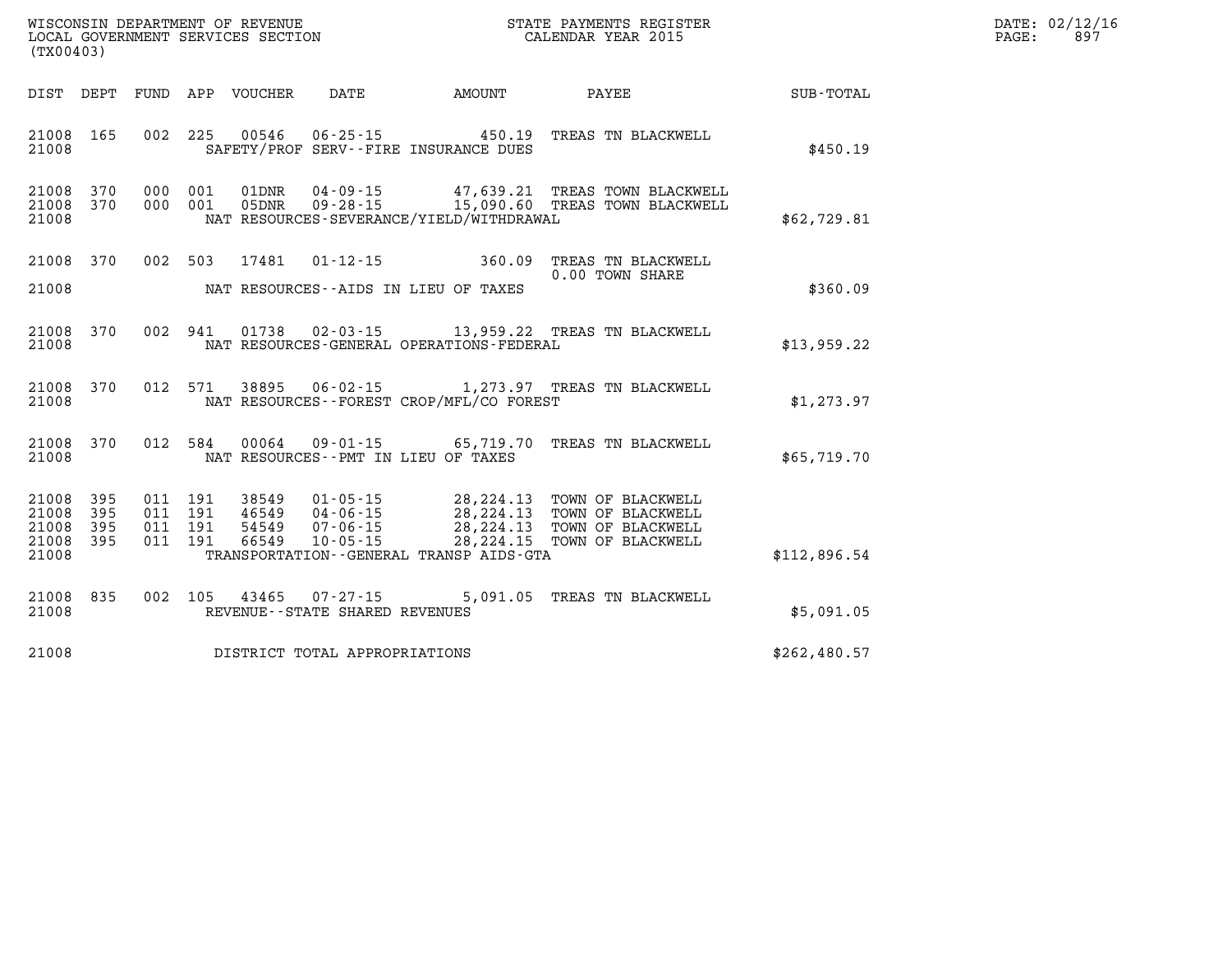WISCONSIN DEPARTMENT OF REVENUE
LOCAL GOVERNMENT SERVICES SECTION
(TX00403)

STATE PAYMENTS REGISTER
CALENDAR YEAR 2015

DATE: 02/12/16
PAGE: 897

| DIST | DEPT | FUND | APP | VOUCHER | DATE | AMOUNT | PAYEE | SUB-TOTAL |
|---|---|---|---|---|---|---|---|---|
| 21008 | 165 | 002 | 225 | 00546 | 06-25-15 | 450.19 | TREAS TN BLACKWELL | |
| 21008 | | | | | SAFETY/PROF SERV--FIRE INSURANCE DUES | | | $450.19 |
| 21008 | 370 | 000 | 001 | 01DNR | 04-09-15 | 47,639.21 | TREAS TOWN BLACKWELL | |
| 21008 | 370 | 000 | 001 | 05DNR | 09-28-15 | 15,090.60 | TREAS TOWN BLACKWELL | |
| 21008 | | | | | NAT RESOURCES-SEVERANCE/YIELD/WITHDRAWAL | | | $62,729.81 |
| 21008 | 370 | 002 | 503 | 17481 | 01-12-15 | 360.09 | TREAS TN BLACKWELL<br>0.00 TOWN SHARE | |
| 21008 | | | | | NAT RESOURCES--AIDS IN LIEU OF TAXES | | | $360.09 |
| 21008 | 370 | 002 | 941 | 01738 | 02-03-15 | 13,959.22 | TREAS TN BLACKWELL | |
| 21008 | | | | | NAT RESOURCES-GENERAL OPERATIONS-FEDERAL | | | $13,959.22 |
| 21008 | 370 | 012 | 571 | 38895 | 06-02-15 | 1,273.97 | TREAS TN BLACKWELL | |
| 21008 | | | | | NAT RESOURCES--FOREST CROP/MFL/CO FOREST | | | $1,273.97 |
| 21008 | 370 | 012 | 584 | 00064 | 09-01-15 | 65,719.70 | TREAS TN BLACKWELL | |
| 21008 | | | | | NAT RESOURCES--PMT IN LIEU OF TAXES | | | $65,719.70 |
| 21008 | 395 | 011 | 191 | 38549 | 01-05-15 | 28,224.13 | TOWN OF BLACKWELL | |
| 21008 | 395 | 011 | 191 | 46549 | 04-06-15 | 28,224.13 | TOWN OF BLACKWELL | |
| 21008 | 395 | 011 | 191 | 54549 | 07-06-15 | 28,224.13 | TOWN OF BLACKWELL | |
| 21008 | 395 | 011 | 191 | 66549 | 10-05-15 | 28,224.15 | TOWN OF BLACKWELL | |
| 21008 | | | | | TRANSPORTATION--GENERAL TRANSP AIDS-GTA | | | $112,896.54 |
| 21008 | 835 | 002 | 105 | 43465 | 07-27-15 | 5,091.05 | TREAS TN BLACKWELL | |
| 21008 | | | | | REVENUE--STATE SHARED REVENUES | | | $5,091.05 |
| 21008 | | | | | DISTRICT TOTAL APPROPRIATIONS | | | $262,480.57 |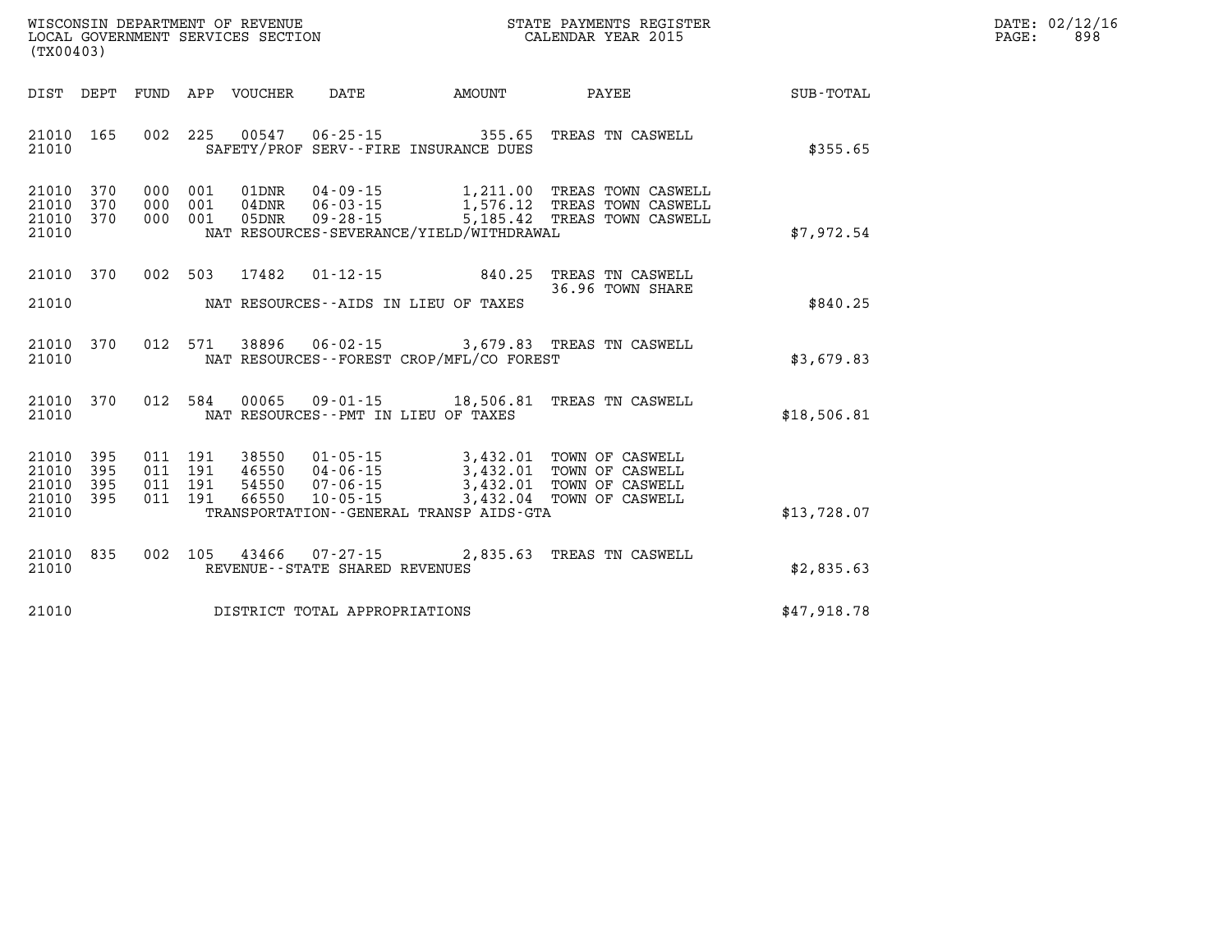WISCONSIN DEPARTMENT OF REVENUE
LOCAL GOVERNMENT SERVICES SECTION
(TX00403)

STATE PAYMENTS REGISTER
CALENDAR YEAR 2015

DATE: 02/12/16
PAGE: 898

| DIST | DEPT | FUND | APP | VOUCHER | DATE | AMOUNT | PAYEE | SUB-TOTAL |
|---|---|---|---|---|---|---|---|---|
| 21010 | 165 | 002 | 225 | 00547 | 06-25-15 | 355.65 | TREAS TN CASWELL | |
| 21010 | | | | SAFETY/PROF SERV--FIRE INSURANCE DUES | | | | $355.65 |
| 21010 | 370 | 000 | 001 | 01DNR | 04-09-15 | 1,211.00 | TREAS TOWN CASWELL | |
| 21010 | 370 | 000 | 001 | 04DNR | 06-03-15 | 1,576.12 | TREAS TOWN CASWELL | |
| 21010 | 370 | 000 | 001 | 05DNR | 09-28-15 | 5,185.42 | TREAS TOWN CASWELL | |
| 21010 | | | | NAT RESOURCES-SEVERANCE/YIELD/WITHDRAWAL | | | | $7,972.54 |
| 21010 | 370 | 002 | 503 | 17482 | 01-12-15 | 840.25 | TREAS TN CASWELL | |
| | | | | | | | 36.96 TOWN SHARE | |
| 21010 | | | | NAT RESOURCES--AIDS IN LIEU OF TAXES | | | | $840.25 |
| 21010 | 370 | 012 | 571 | 38896 | 06-02-15 | 3,679.83 | TREAS TN CASWELL | |
| 21010 | | | | NAT RESOURCES--FOREST CROP/MFL/CO FOREST | | | | $3,679.83 |
| 21010 | 370 | 012 | 584 | 00065 | 09-01-15 | 18,506.81 | TREAS TN CASWELL | |
| 21010 | | | | NAT RESOURCES--PMT IN LIEU OF TAXES | | | | $18,506.81 |
| 21010 | 395 | 011 | 191 | 38550 | 01-05-15 | 3,432.01 | TOWN OF CASWELL | |
| 21010 | 395 | 011 | 191 | 46550 | 04-06-15 | 3,432.01 | TOWN OF CASWELL | |
| 21010 | 395 | 011 | 191 | 54550 | 07-06-15 | 3,432.01 | TOWN OF CASWELL | |
| 21010 | 395 | 011 | 191 | 66550 | 10-05-15 | 3,432.04 | TOWN OF CASWELL | |
| 21010 | | | | TRANSPORTATION--GENERAL TRANSP AIDS-GTA | | | | $13,728.07 |
| 21010 | 835 | 002 | 105 | 43466 | 07-27-15 | 2,835.63 | TREAS TN CASWELL | |
| 21010 | | | | REVENUE--STATE SHARED REVENUES | | | | $2,835.63 |
| 21010 | | | | DISTRICT TOTAL APPROPRIATIONS | | | | $47,918.78 |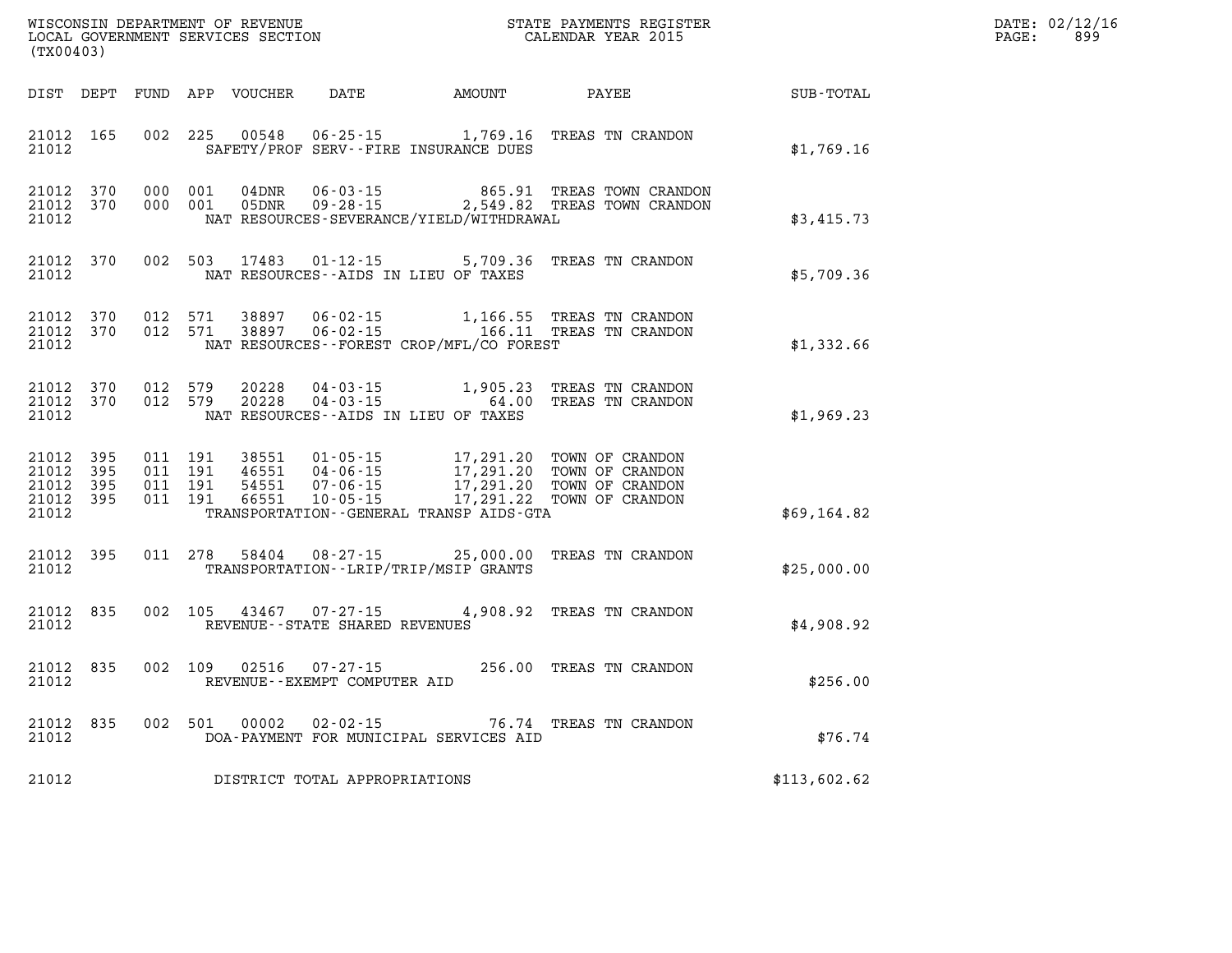WISCONSIN DEPARTMENT OF REVENUE
LOCAL GOVERNMENT SERVICES SECTION
(TX00403)

STATE PAYMENTS REGISTER
CALENDAR YEAR 2015

DATE: 02/12/16
PAGE: 899

| DIST | DEPT | FUND | APP | VOUCHER | DATE | AMOUNT | PAYEE | SUB-TOTAL |
|---|---|---|---|---|---|---|---|---|
| 21012 | 165 | 002 | 225 | 00548 | 06-25-15 | 1,769.16 | TREAS TN CRANDON | |
| 21012 | | | | | SAFETY/PROF SERV--FIRE INSURANCE DUES | | | $1,769.16 |
| 21012 | 370 | 000 | 001 | 04DNR | 06-03-15 | 865.91 | TREAS TOWN CRANDON | |
| 21012 | 370 | 000 | 001 | 05DNR | 09-28-15 | 2,549.82 | TREAS TOWN CRANDON | |
| 21012 | | | | | NAT RESOURCES-SEVERANCE/YIELD/WITHDRAWAL | | | $3,415.73 |
| 21012 | 370 | 002 | 503 | 17483 | 01-12-15 | 5,709.36 | TREAS TN CRANDON | |
| 21012 | | | | | NAT RESOURCES--AIDS IN LIEU OF TAXES | | | $5,709.36 |
| 21012 | 370 | 012 | 571 | 38897 | 06-02-15 | 1,166.55 | TREAS TN CRANDON | |
| 21012 | 370 | 012 | 571 | 38897 | 06-02-15 | 166.11 | TREAS TN CRANDON | |
| 21012 | | | | | NAT RESOURCES--FOREST CROP/MFL/CO FOREST | | | $1,332.66 |
| 21012 | 370 | 012 | 579 | 20228 | 04-03-15 | 1,905.23 | TREAS TN CRANDON | |
| 21012 | 370 | 012 | 579 | 20228 | 04-03-15 | 64.00 | TREAS TN CRANDON | |
| 21012 | | | | | NAT RESOURCES--AIDS IN LIEU OF TAXES | | | $1,969.23 |
| 21012 | 395 | 011 | 191 | 38551 | 01-05-15 | 17,291.20 | TOWN OF CRANDON | |
| 21012 | 395 | 011 | 191 | 46551 | 04-06-15 | 17,291.20 | TOWN OF CRANDON | |
| 21012 | 395 | 011 | 191 | 54551 | 07-06-15 | 17,291.20 | TOWN OF CRANDON | |
| 21012 | 395 | 011 | 191 | 66551 | 10-05-15 | 17,291.22 | TOWN OF CRANDON | |
| 21012 | | | | | TRANSPORTATION--GENERAL TRANSP AIDS-GTA | | | $69,164.82 |
| 21012 | 395 | 011 | 278 | 58404 | 08-27-15 | 25,000.00 | TREAS TN CRANDON | |
| 21012 | | | | | TRANSPORTATION--LRIP/TRIP/MSIP GRANTS | | | $25,000.00 |
| 21012 | 835 | 002 | 105 | 43467 | 07-27-15 | 4,908.92 | TREAS TN CRANDON | |
| 21012 | | | | | REVENUE--STATE SHARED REVENUES | | | $4,908.92 |
| 21012 | 835 | 002 | 109 | 02516 | 07-27-15 | 256.00 | TREAS TN CRANDON | |
| 21012 | | | | | REVENUE--EXEMPT COMPUTER AID | | | $256.00 |
| 21012 | 835 | 002 | 501 | 00002 | 02-02-15 | 76.74 | TREAS TN CRANDON | |
| 21012 | | | | | DOA-PAYMENT FOR MUNICIPAL SERVICES AID | | | $76.74 |
| 21012 | | | | | DISTRICT TOTAL APPROPRIATIONS | | | $113,602.62 |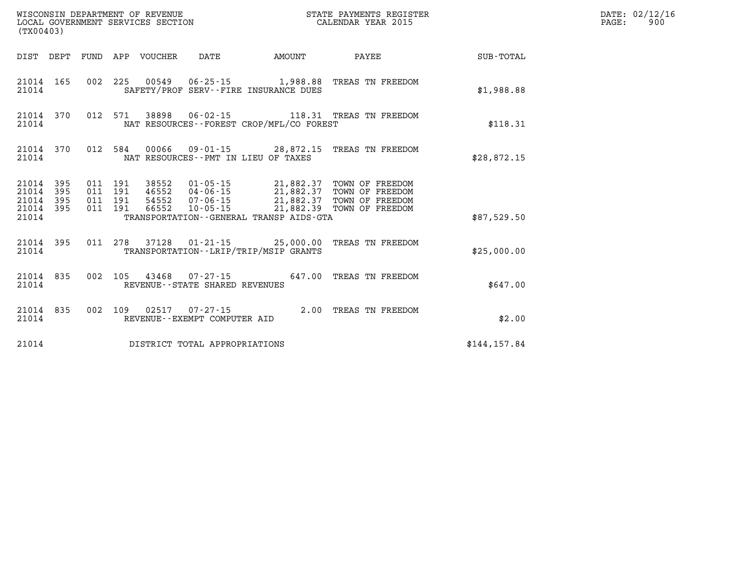WISCONSIN DEPARTMENT OF REVENUE
LOCAL GOVERNMENT SERVICES SECTION
(TX00403)

STATE PAYMENTS REGISTER
CALENDAR YEAR 2015

DATE: 02/12/16
PAGE: 900

| DIST | DEPT | FUND | APP | VOUCHER | DATE | AMOUNT | PAYEE | SUB-TOTAL |
|---|---|---|---|---|---|---|---|---|
| 21014 | 165 | 002 | 225 | 00549 | 06-25-15 | 1,988.88 | TREAS TN FREEDOM | |
| 21014 | | | | SAFETY/PROF SERV--FIRE INSURANCE DUES | | | | $1,988.88 |
| 21014 | 370 | 012 | 571 | 38898 | 06-02-15 | 118.31 | TREAS TN FREEDOM | |
| 21014 | | | | NAT RESOURCES--FOREST CROP/MFL/CO FOREST | | | | $118.31 |
| 21014 | 370 | 012 | 584 | 00066 | 09-01-15 | 28,872.15 | TREAS TN FREEDOM | |
| 21014 | | | | NAT RESOURCES--PMT IN LIEU OF TAXES | | | | $28,872.15 |
| 21014 | 395 | 011 | 191 | 38552 | 01-05-15 | 21,882.37 | TOWN OF FREEDOM | |
| 21014 | 395 | 011 | 191 | 46552 | 04-06-15 | 21,882.37 | TOWN OF FREEDOM | |
| 21014 | 395 | 011 | 191 | 54552 | 07-06-15 | 21,882.37 | TOWN OF FREEDOM | |
| 21014 | 395 | 011 | 191 | 66552 | 10-05-15 | 21,882.39 | TOWN OF FREEDOM | |
| 21014 | | | | TRANSPORTATION--GENERAL TRANSP AIDS-GTA | | | | $87,529.50 |
| 21014 | 395 | 011 | 278 | 37128 | 01-21-15 | 25,000.00 | TREAS TN FREEDOM | |
| 21014 | | | | TRANSPORTATION--LRIP/TRIP/MSIP GRANTS | | | | $25,000.00 |
| 21014 | 835 | 002 | 105 | 43468 | 07-27-15 | 647.00 | TREAS TN FREEDOM | |
| 21014 | | | | REVENUE--STATE SHARED REVENUES | | | | $647.00 |
| 21014 | 835 | 002 | 109 | 02517 | 07-27-15 | 2.00 | TREAS TN FREEDOM | |
| 21014 | | | | REVENUE--EXEMPT COMPUTER AID | | | | $2.00 |
| 21014 | | | | DISTRICT TOTAL APPROPRIATIONS | | | | $144,157.84 |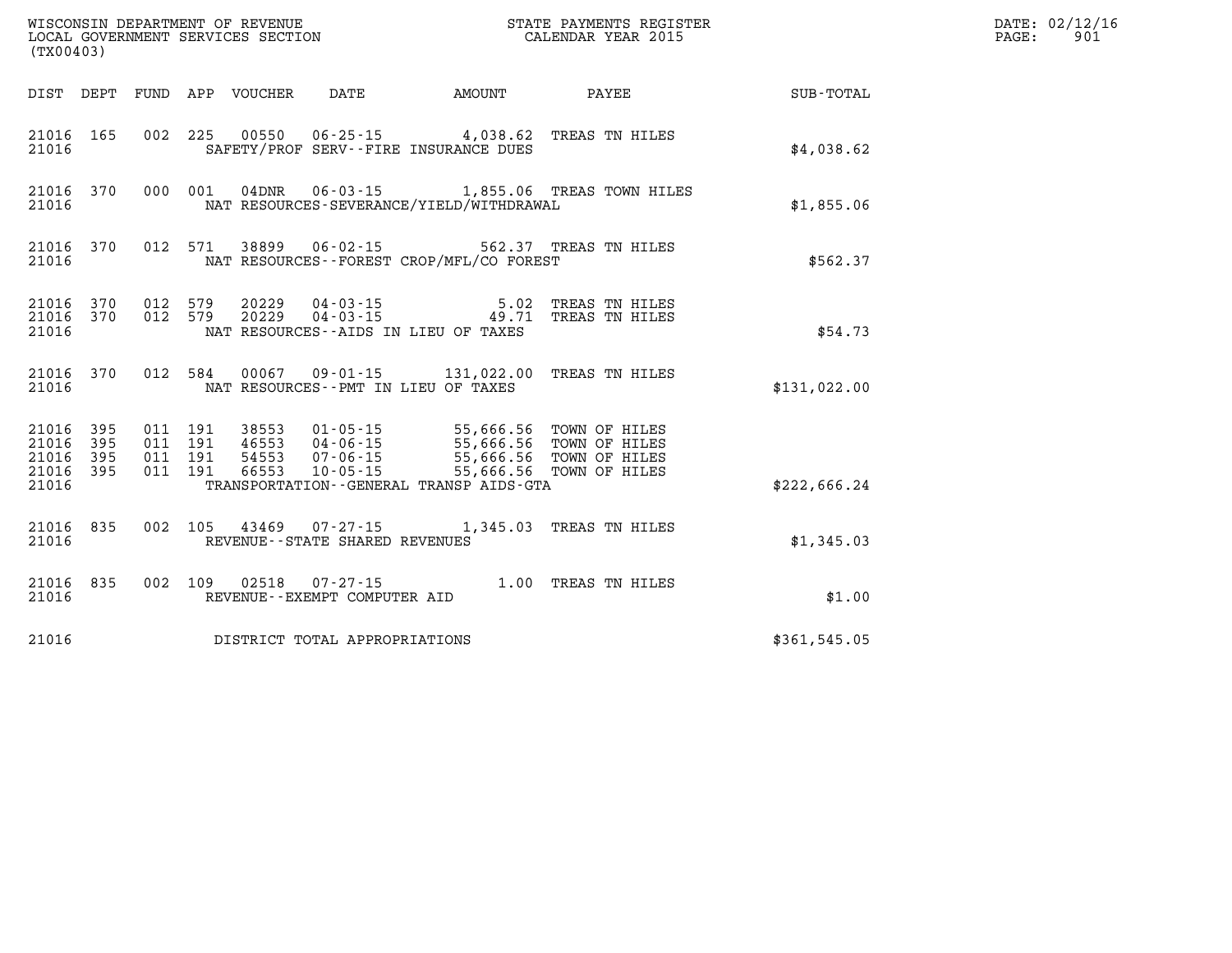WISCONSIN DEPARTMENT OF REVENUE
LOCAL GOVERNMENT SERVICES SECTION
(TX00403)

STATE PAYMENTS REGISTER
CALENDAR YEAR 2015

| DIST | DEPT | FUND | APP | VOUCHER | DATE | AMOUNT | PAYEE | SUB-TOTAL |
|---|---|---|---|---|---|---|---|---|
| 21016 | 165 | 002 | 225 | 00550 | 06-25-15 | 4,038.62 | TREAS TN HILES | |
| 21016 | | | | SAFETY/PROF SERV--FIRE INSURANCE DUES | | | | $4,038.62 |
| 21016 | 370 | 000 | 001 | 04DNR | 06-03-15 | 1,855.06 | TREAS TOWN HILES | |
| 21016 | | | | NAT RESOURCES-SEVERANCE/YIELD/WITHDRAWAL | | | | $1,855.06 |
| 21016 | 370 | 012 | 571 | 38899 | 06-02-15 | 562.37 | TREAS TN HILES | |
| 21016 | | | | NAT RESOURCES--FOREST CROP/MFL/CO FOREST | | | | $562.37 |
| 21016 | 370 | 012 | 579 | 20229 | 04-03-15 | 5.02 | TREAS TN HILES | |
| 21016 | 370 | 012 | 579 | 20229 | 04-03-15 | 49.71 | TREAS TN HILES | |
| 21016 | | | | NAT RESOURCES--AIDS IN LIEU OF TAXES | | | | $54.73 |
| 21016 | 370 | 012 | 584 | 00067 | 09-01-15 | 131,022.00 | TREAS TN HILES | |
| 21016 | | | | NAT RESOURCES--PMT IN LIEU OF TAXES | | | | $131,022.00 |
| 21016 | 395 | 011 | 191 | 38553 | 01-05-15 | 55,666.56 | TOWN OF HILES | |
| 21016 | 395 | 011 | 191 | 46553 | 04-06-15 | 55,666.56 | TOWN OF HILES | |
| 21016 | 395 | 011 | 191 | 54553 | 07-06-15 | 55,666.56 | TOWN OF HILES | |
| 21016 | 395 | 011 | 191 | 66553 | 10-05-15 | 55,666.56 | TOWN OF HILES | |
| 21016 | | | | TRANSPORTATION--GENERAL TRANSP AIDS-GTA | | | | $222,666.24 |
| 21016 | 835 | 002 | 105 | 43469 | 07-27-15 | 1,345.03 | TREAS TN HILES | |
| 21016 | | | | REVENUE--STATE SHARED REVENUES | | | | $1,345.03 |
| 21016 | 835 | 002 | 109 | 02518 | 07-27-15 | 1.00 | TREAS TN HILES | |
| 21016 | | | | REVENUE--EXEMPT COMPUTER AID | | | | $1.00 |
| 21016 | | | | DISTRICT TOTAL APPROPRIATIONS | | | | $361,545.05 |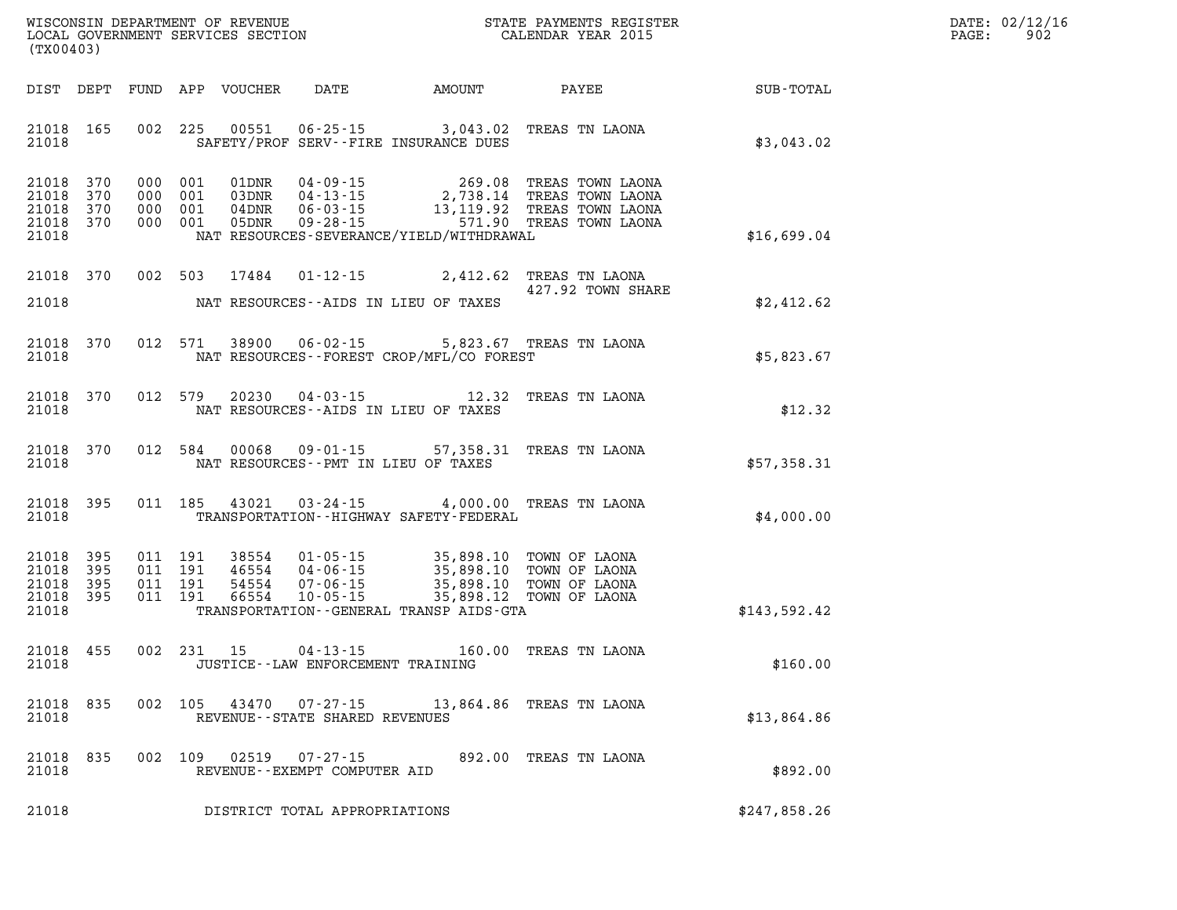WISCONSIN DEPARTMENT OF REVENUE
LOCAL GOVERNMENT SERVICES SECTION
(TX00403)

STATE PAYMENTS REGISTER
CALENDAR YEAR 2015

DATE: 02/12/16
PAGE: 902

| DIST | DEPT | FUND | APP | VOUCHER | DATE | AMOUNT | PAYEE | SUB-TOTAL |
|---|---|---|---|---|---|---|---|---|
| 21018 | 165 | 002 | 225 | 00551 | 06-25-15 | 3,043.02 | TREAS TN LAONA | |
| 21018 | | | | | SAFETY/PROF SERV--FIRE INSURANCE DUES | | | $3,043.02 |
| 21018 | 370 | 000 | 001 | 01DNR | 04-09-15 | 269.08 | TREAS TOWN LAONA | |
| 21018 | 370 | 000 | 001 | 03DNR | 04-13-15 | 2,738.14 | TREAS TOWN LAONA | |
| 21018 | 370 | 000 | 001 | 04DNR | 06-03-15 | 13,119.92 | TREAS TOWN LAONA | |
| 21018 | 370 | 000 | 001 | 05DNR | 09-28-15 | 571.90 | TREAS TOWN LAONA | |
| 21018 | | | | | NAT RESOURCES-SEVERANCE/YIELD/WITHDRAWAL | | | $16,699.04 |
| 21018 | 370 | 002 | 503 | 17484 | 01-12-15 | 2,412.62 | TREAS TN LAONA 427.92 TOWN SHARE | |
| 21018 | | | | | NAT RESOURCES--AIDS IN LIEU OF TAXES | | | $2,412.62 |
| 21018 | 370 | 012 | 571 | 38900 | 06-02-15 | 5,823.67 | TREAS TN LAONA | |
| 21018 | | | | | NAT RESOURCES--FOREST CROP/MFL/CO FOREST | | | $5,823.67 |
| 21018 | 370 | 012 | 579 | 20230 | 04-03-15 | 12.32 | TREAS TN LAONA | |
| 21018 | | | | | NAT RESOURCES--AIDS IN LIEU OF TAXES | | | $12.32 |
| 21018 | 370 | 012 | 584 | 00068 | 09-01-15 | 57,358.31 | TREAS TN LAONA | |
| 21018 | | | | | NAT RESOURCES--PMT IN LIEU OF TAXES | | | $57,358.31 |
| 21018 | 395 | 011 | 185 | 43021 | 03-24-15 | 4,000.00 | TREAS TN LAONA | |
| 21018 | | | | | TRANSPORTATION--HIGHWAY SAFETY-FEDERAL | | | $4,000.00 |
| 21018 | 395 | 011 | 191 | 38554 | 01-05-15 | 35,898.10 | TOWN OF LAONA | |
| 21018 | 395 | 011 | 191 | 46554 | 04-06-15 | 35,898.10 | TOWN OF LAONA | |
| 21018 | 395 | 011 | 191 | 54554 | 07-06-15 | 35,898.10 | TOWN OF LAONA | |
| 21018 | 395 | 011 | 191 | 66554 | 10-05-15 | 35,898.12 | TOWN OF LAONA | |
| 21018 | | | | | TRANSPORTATION--GENERAL TRANSP AIDS-GTA | | | $143,592.42 |
| 21018 | 455 | 002 | 231 | 15 | 04-13-15 | 160.00 | TREAS TN LAONA | |
| 21018 | | | | | JUSTICE--LAW ENFORCEMENT TRAINING | | | $160.00 |
| 21018 | 835 | 002 | 105 | 43470 | 07-27-15 | 13,864.86 | TREAS TN LAONA | |
| 21018 | | | | | REVENUE--STATE SHARED REVENUES | | | $13,864.86 |
| 21018 | 835 | 002 | 109 | 02519 | 07-27-15 | 892.00 | TREAS TN LAONA | |
| 21018 | | | | | REVENUE--EXEMPT COMPUTER AID | | | $892.00 |
| 21018 | | | | | DISTRICT TOTAL APPROPRIATIONS | | | $247,858.26 |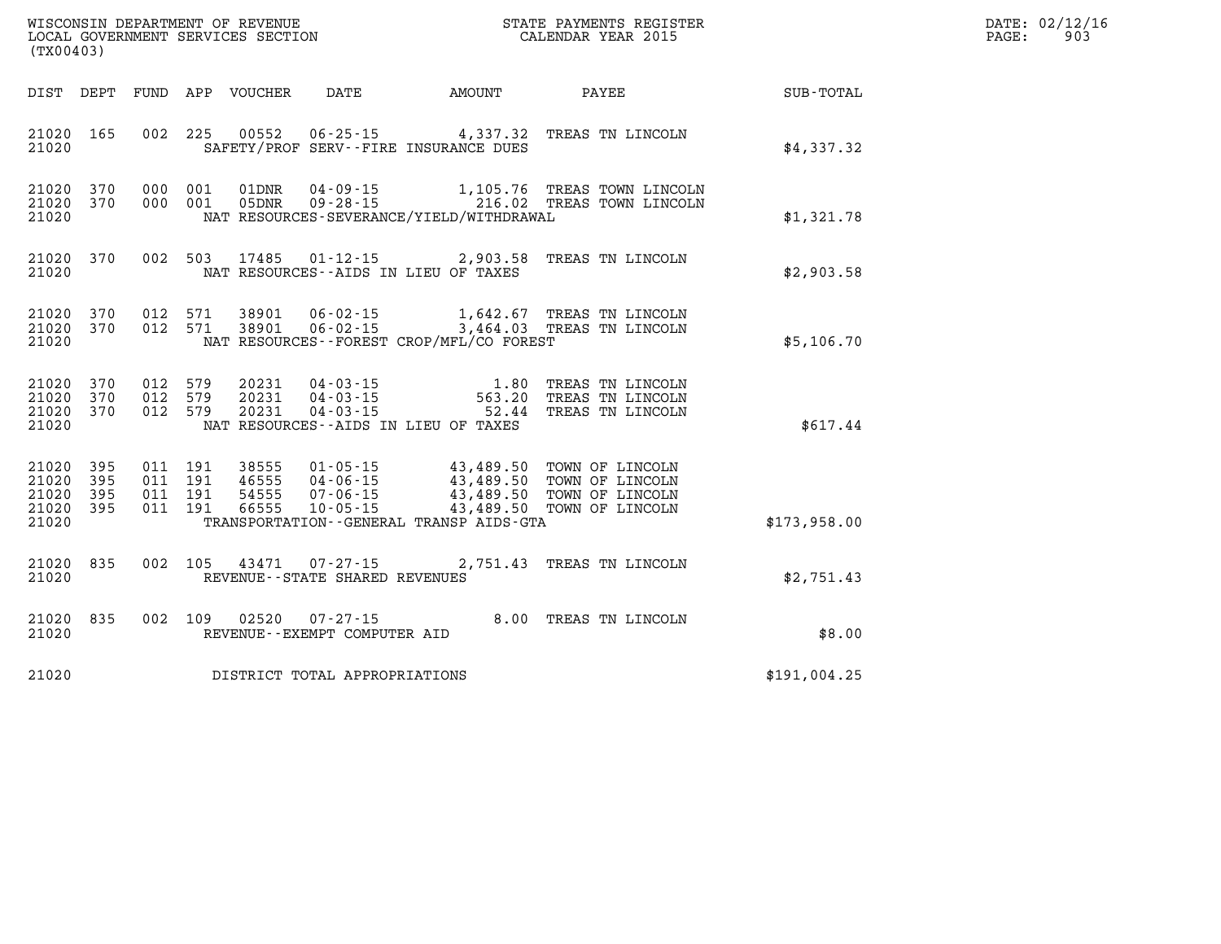WISCONSIN DEPARTMENT OF REVENUE
LOCAL GOVERNMENT SERVICES SECTION
(TX00403)

STATE PAYMENTS REGISTER
CALENDAR YEAR 2015

DATE: 02/12/16
PAGE: 903

| DIST | DEPT | FUND | APP | VOUCHER | DATE | AMOUNT | PAYEE | SUB-TOTAL |
|---|---|---|---|---|---|---|---|---|
| 21020 | 165 | 002 | 225 | 00552 | 06-25-15 | 4,337.32 | TREAS TN LINCOLN | |
| 21020 | | | | SAFETY/PROF SERV--FIRE INSURANCE DUES | | | | $4,337.32 |
| 21020 | 370 | 000 | 001 | 01DNR | 04-09-15 | 1,105.76 | TREAS TOWN LINCOLN | |
| 21020 | 370 | 000 | 001 | 05DNR | 09-28-15 | 216.02 | TREAS TOWN LINCOLN | |
| 21020 | | | | NAT RESOURCES-SEVERANCE/YIELD/WITHDRAWAL | | | | $1,321.78 |
| 21020 | 370 | 002 | 503 | 17485 | 01-12-15 | 2,903.58 | TREAS TN LINCOLN | |
| 21020 | | | | NAT RESOURCES--AIDS IN LIEU OF TAXES | | | | $2,903.58 |
| 21020 | 370 | 012 | 571 | 38901 | 06-02-15 | 1,642.67 | TREAS TN LINCOLN | |
| 21020 | 370 | 012 | 571 | 38901 | 06-02-15 | 3,464.03 | TREAS TN LINCOLN | |
| 21020 | | | | NAT RESOURCES--FOREST CROP/MFL/CO FOREST | | | | $5,106.70 |
| 21020 | 370 | 012 | 579 | 20231 | 04-03-15 | 1.80 | TREAS TN LINCOLN | |
| 21020 | 370 | 012 | 579 | 20231 | 04-03-15 | 563.20 | TREAS TN LINCOLN | |
| 21020 | 370 | 012 | 579 | 20231 | 04-03-15 | 52.44 | TREAS TN LINCOLN | |
| 21020 | | | | NAT RESOURCES--AIDS IN LIEU OF TAXES | | | | $617.44 |
| 21020 | 395 | 011 | 191 | 38555 | 01-05-15 | 43,489.50 | TOWN OF LINCOLN | |
| 21020 | 395 | 011 | 191 | 46555 | 04-06-15 | 43,489.50 | TOWN OF LINCOLN | |
| 21020 | 395 | 011 | 191 | 54555 | 07-06-15 | 43,489.50 | TOWN OF LINCOLN | |
| 21020 | 395 | 011 | 191 | 66555 | 10-05-15 | 43,489.50 | TOWN OF LINCOLN | |
| 21020 | | | | TRANSPORTATION--GENERAL TRANSP AIDS-GTA | | | | $173,958.00 |
| 21020 | 835 | 002 | 105 | 43471 | 07-27-15 | 2,751.43 | TREAS TN LINCOLN | |
| 21020 | | | | REVENUE--STATE SHARED REVENUES | | | | $2,751.43 |
| 21020 | 835 | 002 | 109 | 02520 | 07-27-15 | 8.00 | TREAS TN LINCOLN | |
| 21020 | | | | REVENUE--EXEMPT COMPUTER AID | | | | $8.00 |
| 21020 | | | | DISTRICT TOTAL APPROPRIATIONS | | | | $191,004.25 |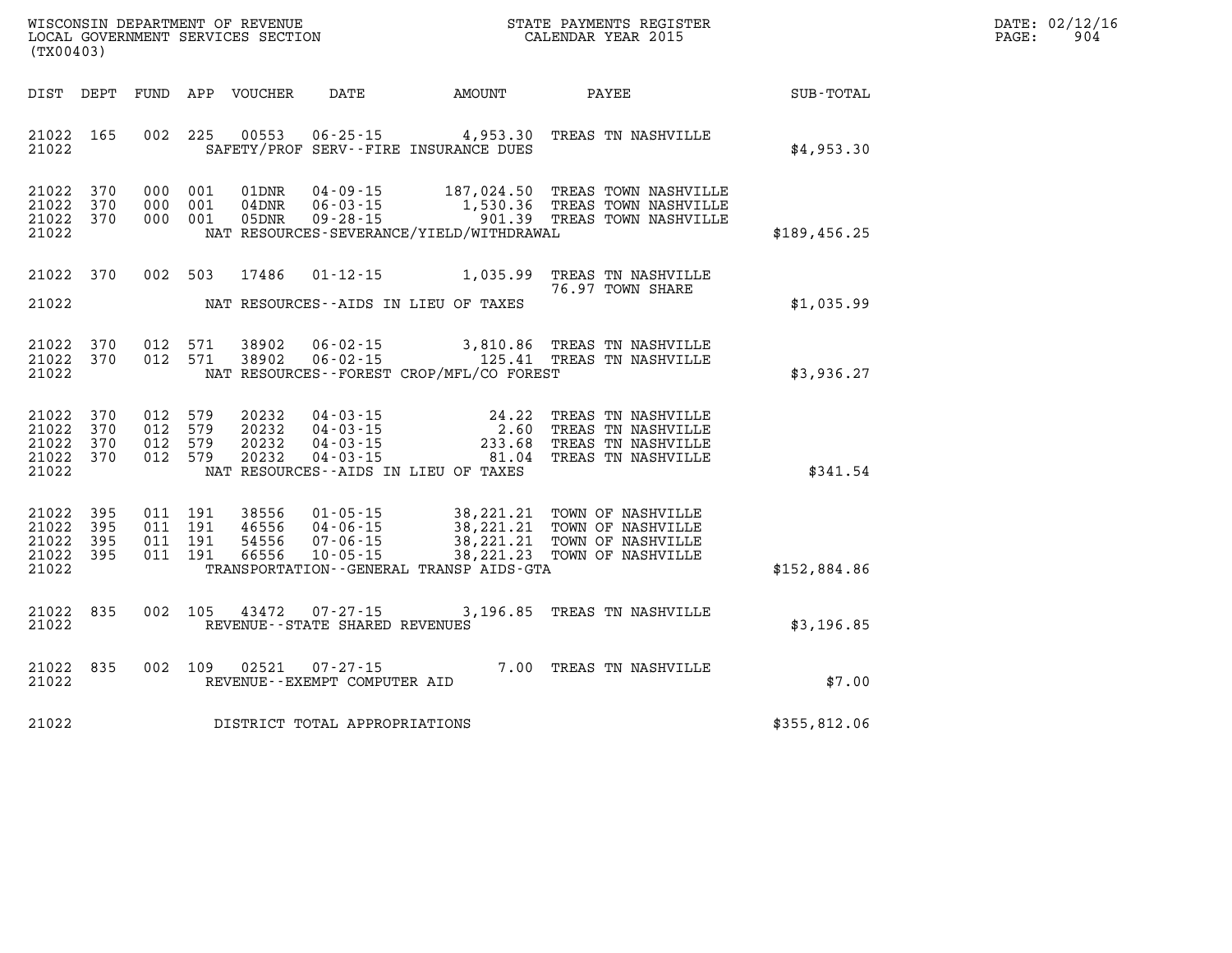WISCONSIN DEPARTMENT OF REVENUE
LOCAL GOVERNMENT SERVICES SECTION
(TX00403)

STATE PAYMENTS REGISTER
CALENDAR YEAR 2015

DATE: 02/12/16

| DIST | DEPT | FUND | APP | VOUCHER | DATE | AMOUNT | PAYEE | SUB-TOTAL |
|---|---|---|---|---|---|---|---|---|
| 21022 | 165 | 002 | 225 | 00553 | 06-25-15 | 4,953.30 | TREAS TN NASHVILLE | |
| 21022 | | | | | SAFETY/PROF SERV--FIRE INSURANCE DUES | | | $4,953.30 |
| 21022 | 370 | 000 | 001 | 01DNR | 04-09-15 | 187,024.50 | TREAS TOWN NASHVILLE | |
| 21022 | 370 | 000 | 001 | 04DNR | 06-03-15 | 1,530.36 | TREAS TOWN NASHVILLE | |
| 21022 | 370 | 000 | 001 | 05DNR | 09-28-15 | 901.39 | TREAS TOWN NASHVILLE | |
| 21022 | | | | | NAT RESOURCES-SEVERANCE/YIELD/WITHDRAWAL | | | $189,456.25 |
| 21022 | 370 | 002 | 503 | 17486 | 01-12-15 | 1,035.99 | TREAS TN NASHVILLE | |
| | | | | | | | 76.97 TOWN SHARE | |
| 21022 | | | | | NAT RESOURCES--AIDS IN LIEU OF TAXES | | | $1,035.99 |
| 21022 | 370 | 012 | 571 | 38902 | 06-02-15 | 3,810.86 | TREAS TN NASHVILLE | |
| 21022 | 370 | 012 | 571 | 38902 | 06-02-15 | 125.41 | TREAS TN NASHVILLE | |
| 21022 | | | | | NAT RESOURCES--FOREST CROP/MFL/CO FOREST | | | $3,936.27 |
| 21022 | 370 | 012 | 579 | 20232 | 04-03-15 | 24.22 | TREAS TN NASHVILLE | |
| 21022 | 370 | 012 | 579 | 20232 | 04-03-15 | 2.60 | TREAS TN NASHVILLE | |
| 21022 | 370 | 012 | 579 | 20232 | 04-03-15 | 233.68 | TREAS TN NASHVILLE | |
| 21022 | 370 | 012 | 579 | 20232 | 04-03-15 | 81.04 | TREAS TN NASHVILLE | |
| 21022 | | | | | NAT RESOURCES--AIDS IN LIEU OF TAXES | | | $341.54 |
| 21022 | 395 | 011 | 191 | 38556 | 01-05-15 | 38,221.21 | TOWN OF NASHVILLE | |
| 21022 | 395 | 011 | 191 | 46556 | 04-06-15 | 38,221.21 | TOWN OF NASHVILLE | |
| 21022 | 395 | 011 | 191 | 54556 | 07-06-15 | 38,221.21 | TOWN OF NASHVILLE | |
| 21022 | 395 | 011 | 191 | 66556 | 10-05-15 | 38,221.23 | TOWN OF NASHVILLE | |
| 21022 | | | | | TRANSPORTATION--GENERAL TRANSP AIDS-GTA | | | $152,884.86 |
| 21022 | 835 | 002 | 105 | 43472 | 07-27-15 | 3,196.85 | TREAS TN NASHVILLE | |
| 21022 | | | | | REVENUE--STATE SHARED REVENUES | | | $3,196.85 |
| 21022 | 835 | 002 | 109 | 02521 | 07-27-15 | 7.00 | TREAS TN NASHVILLE | |
| 21022 | | | | | REVENUE--EXEMPT COMPUTER AID | | | $7.00 |
| 21022 | | | | | DISTRICT TOTAL APPROPRIATIONS | | | $355,812.06 |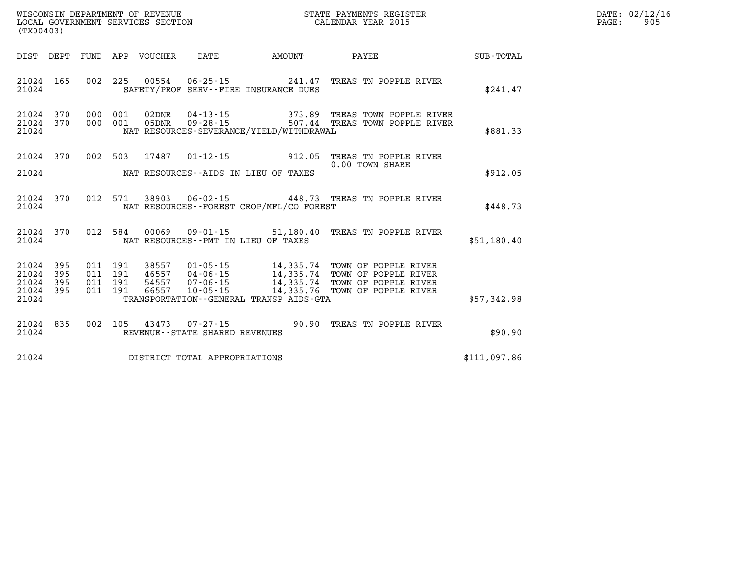WISCONSIN DEPARTMENT OF REVENUE
LOCAL GOVERNMENT SERVICES SECTION
(TX00403)

STATE PAYMENTS REGISTER
CALENDAR YEAR 2015

DATE: 02/12/16
PAGE: 905

| DIST | DEPT | FUND | APP | VOUCHER | DATE | AMOUNT | PAYEE | SUB-TOTAL |
|---|---|---|---|---|---|---|---|---|
| 21024 | 165 | 002 | 225 | 00554 | 06-25-15 | 241.47 | TREAS TN POPPLE RIVER | |
| 21024 | | | | SAFETY/PROF SERV--FIRE INSURANCE DUES | | | | $241.47 |
| 21024 | 370 | 000 | 001 | 02DNR | 04-13-15 | 373.89 | TREAS TOWN POPPLE RIVER | |
| 21024 | 370 | 000 | 001 | 05DNR | 09-28-15 | 507.44 | TREAS TOWN POPPLE RIVER | |
| 21024 | | | | NAT RESOURCES-SEVERANCE/YIELD/WITHDRAWAL | | | | $881.33 |
| 21024 | 370 | 002 | 503 | 17487 | 01-12-15 | 912.05 | TREAS TN POPPLE RIVER 0.00 TOWN SHARE | |
| 21024 | | | | NAT RESOURCES--AIDS IN LIEU OF TAXES | | | | $912.05 |
| 21024 | 370 | 012 | 571 | 38903 | 06-02-15 | 448.73 | TREAS TN POPPLE RIVER | |
| 21024 | | | | NAT RESOURCES--FOREST CROP/MFL/CO FOREST | | | | $448.73 |
| 21024 | 370 | 012 | 584 | 00069 | 09-01-15 | 51,180.40 | TREAS TN POPPLE RIVER | |
| 21024 | | | | NAT RESOURCES--PMT IN LIEU OF TAXES | | | | $51,180.40 |
| 21024 | 395 | 011 | 191 | 38557 | 01-05-15 | 14,335.74 | TOWN OF POPPLE RIVER | |
| 21024 | 395 | 011 | 191 | 46557 | 04-06-15 | 14,335.74 | TOWN OF POPPLE RIVER | |
| 21024 | 395 | 011 | 191 | 54557 | 07-06-15 | 14,335.74 | TOWN OF POPPLE RIVER | |
| 21024 | 395 | 011 | 191 | 66557 | 10-05-15 | 14,335.76 | TOWN OF POPPLE RIVER | |
| 21024 | | | | TRANSPORTATION--GENERAL TRANSP AIDS-GTA | | | | $57,342.98 |
| 21024 | 835 | 002 | 105 | 43473 | 07-27-15 | 90.90 | TREAS TN POPPLE RIVER | |
| 21024 | | | | REVENUE--STATE SHARED REVENUES | | | | $90.90 |
| 21024 | | | | DISTRICT TOTAL APPROPRIATIONS | | | | $111,097.86 |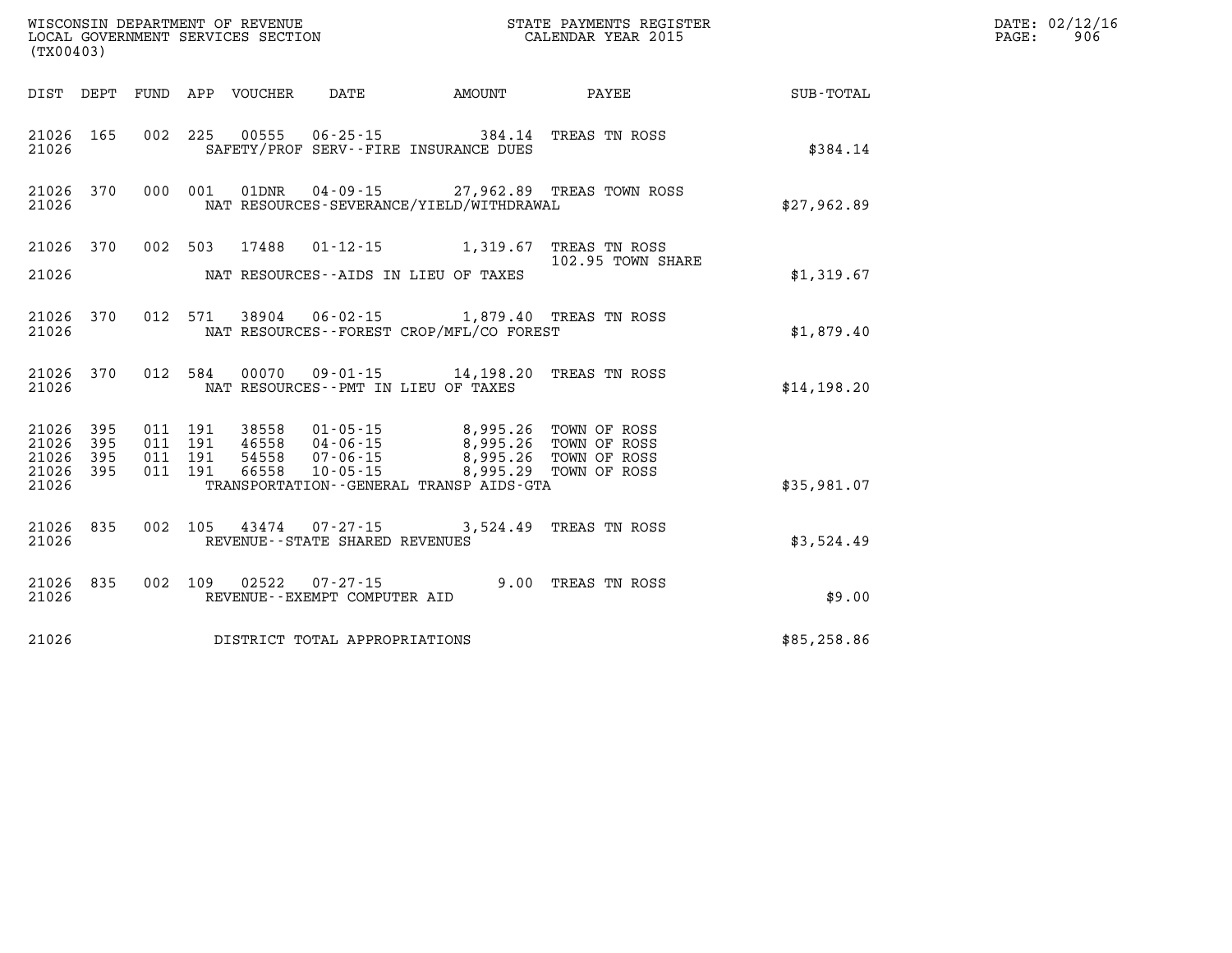WISCONSIN DEPARTMENT OF REVENUE
LOCAL GOVERNMENT SERVICES SECTION
(TX00403)

STATE PAYMENTS REGISTER
CALENDAR YEAR 2015

DATE: 02/12/16
PAGE: 906

| DIST | DEPT | FUND | APP | VOUCHER | DATE | AMOUNT | PAYEE | SUB-TOTAL |
|---|---|---|---|---|---|---|---|---|
| 21026 | 165 | 002 | 225 | 00555 | 06-25-15 | 384.14 | TREAS TN ROSS | |
| 21026 | | | | SAFETY/PROF SERV--FIRE INSURANCE DUES | | | | $384.14 |
| 21026 | 370 | 000 | 001 | 01DNR | 04-09-15 | 27,962.89 | TREAS TOWN ROSS | |
| 21026 | | | | NAT RESOURCES-SEVERANCE/YIELD/WITHDRAWAL | | | | $27,962.89 |
| 21026 | 370 | 002 | 503 | 17488 | 01-12-15 | 1,319.67 | TREAS TN ROSS<br>102.95 TOWN SHARE | |
| 21026 | | | | NAT RESOURCES--AIDS IN LIEU OF TAXES | | | | $1,319.67 |
| 21026 | 370 | 012 | 571 | 38904 | 06-02-15 | 1,879.40 | TREAS TN ROSS | |
| 21026 | | | | NAT RESOURCES--FOREST CROP/MFL/CO FOREST | | | | $1,879.40 |
| 21026 | 370 | 012 | 584 | 00070 | 09-01-15 | 14,198.20 | TREAS TN ROSS | |
| 21026 | | | | NAT RESOURCES--PMT IN LIEU OF TAXES | | | | $14,198.20 |
| 21026 | 395 | 011 | 191 | 38558 | 01-05-15 | 8,995.26 | TOWN OF ROSS | |
| 21026 | 395 | 011 | 191 | 46558 | 04-06-15 | 8,995.26 | TOWN OF ROSS | |
| 21026 | 395 | 011 | 191 | 54558 | 07-06-15 | 8,995.26 | TOWN OF ROSS | |
| 21026 | 395 | 011 | 191 | 66558 | 10-05-15 | 8,995.29 | TOWN OF ROSS | |
| 21026 | | | | TRANSPORTATION--GENERAL TRANSP AIDS-GTA | | | | $35,981.07 |
| 21026 | 835 | 002 | 105 | 43474 | 07-27-15 | 3,524.49 | TREAS TN ROSS | |
| 21026 | | | | REVENUE--STATE SHARED REVENUES | | | | $3,524.49 |
| 21026 | 835 | 002 | 109 | 02522 | 07-27-15 | 9.00 | TREAS TN ROSS | |
| 21026 | | | | REVENUE--EXEMPT COMPUTER AID | | | | $9.00 |
| 21026 | | | | DISTRICT TOTAL APPROPRIATIONS | | | | $85,258.86 |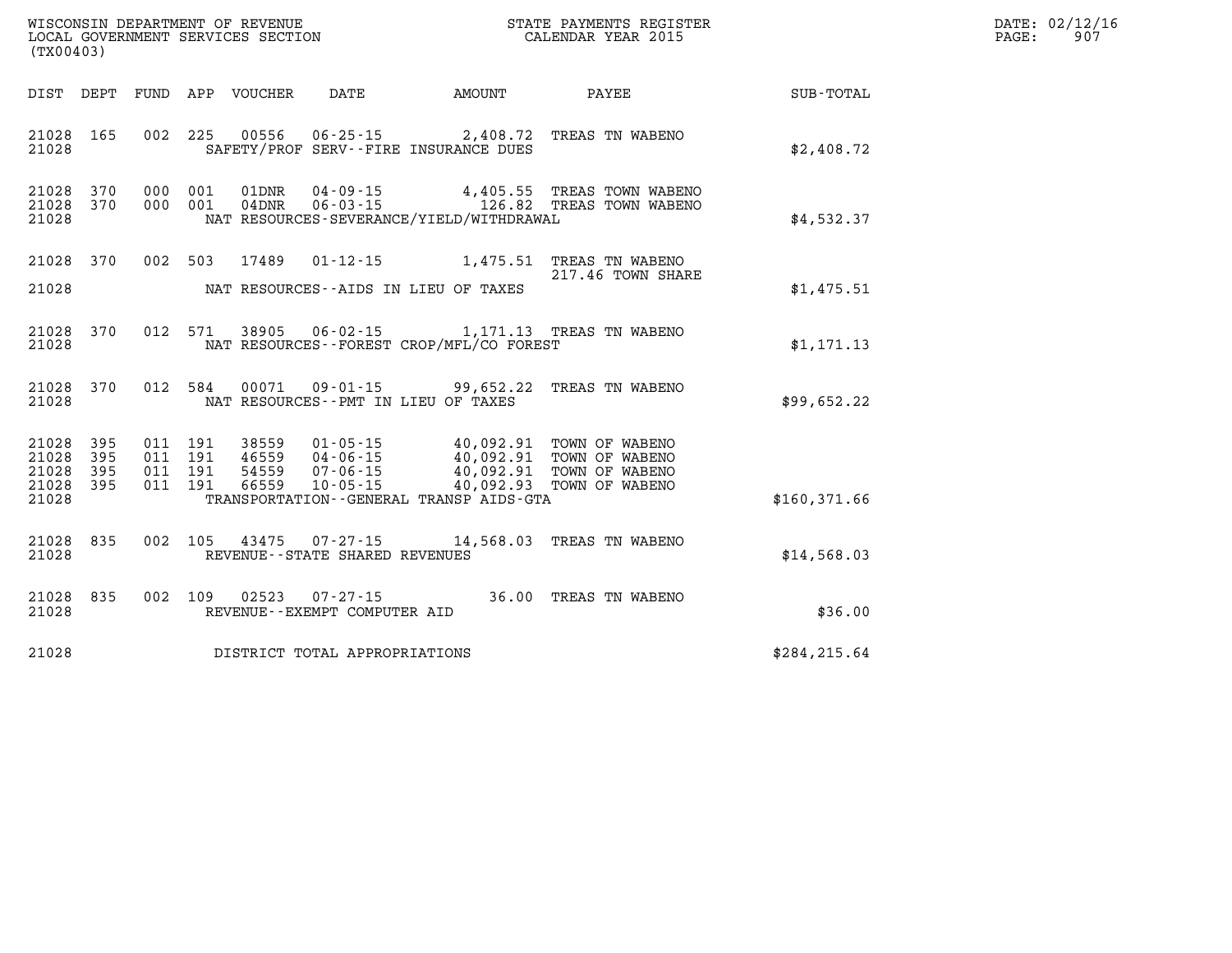WISCONSIN DEPARTMENT OF REVENUE
LOCAL GOVERNMENT SERVICES SECTION
(TX00403)

STATE PAYMENTS REGISTER
CALENDAR YEAR 2015

DATE: 02/12/16
PAGE: 907

| DIST | DEPT | FUND | APP | VOUCHER | DATE | AMOUNT | PAYEE | SUB-TOTAL |
|---|---|---|---|---|---|---|---|---|
| 21028 | 165 | 002 | 225 | 00556 | 06-25-15 | 2,408.72 | TREAS TN WABENO | |
| 21028 | | | | | SAFETY/PROF SERV--FIRE INSURANCE DUES | | | $2,408.72 |
| 21028 | 370 | 000 | 001 | 01DNR | 04-09-15 | 4,405.55 | TREAS TOWN WABENO | |
| 21028 | 370 | 000 | 001 | 04DNR | 06-03-15 | 126.82 | TREAS TOWN WABENO | |
| 21028 | | | | | NAT RESOURCES-SEVERANCE/YIELD/WITHDRAWAL | | | $4,532.37 |
| 21028 | 370 | 002 | 503 | 17489 | 01-12-15 | 1,475.51 | TREAS TN WABENO 217.46 TOWN SHARE | |
| 21028 | | | | | NAT RESOURCES--AIDS IN LIEU OF TAXES | | | $1,475.51 |
| 21028 | 370 | 012 | 571 | 38905 | 06-02-15 | 1,171.13 | TREAS TN WABENO | |
| 21028 | | | | | NAT RESOURCES--FOREST CROP/MFL/CO FOREST | | | $1,171.13 |
| 21028 | 370 | 012 | 584 | 00071 | 09-01-15 | 99,652.22 | TREAS TN WABENO | |
| 21028 | | | | | NAT RESOURCES--PMT IN LIEU OF TAXES | | | $99,652.22 |
| 21028 | 395 | 011 | 191 | 38559 | 01-05-15 | 40,092.91 | TOWN OF WABENO | |
| 21028 | 395 | 011 | 191 | 46559 | 04-06-15 | 40,092.91 | TOWN OF WABENO | |
| 21028 | 395 | 011 | 191 | 54559 | 07-06-15 | 40,092.91 | TOWN OF WABENO | |
| 21028 | 395 | 011 | 191 | 66559 | 10-05-15 | 40,092.93 | TOWN OF WABENO | |
| 21028 | | | | | TRANSPORTATION--GENERAL TRANSP AIDS-GTA | | | $160,371.66 |
| 21028 | 835 | 002 | 105 | 43475 | 07-27-15 | 14,568.03 | TREAS TN WABENO | |
| 21028 | | | | | REVENUE--STATE SHARED REVENUES | | | $14,568.03 |
| 21028 | 835 | 002 | 109 | 02523 | 07-27-15 | 36.00 | TREAS TN WABENO | |
| 21028 | | | | | REVENUE--EXEMPT COMPUTER AID | | | $36.00 |
| 21028 | | | | | DISTRICT TOTAL APPROPRIATIONS | | | $284,215.64 |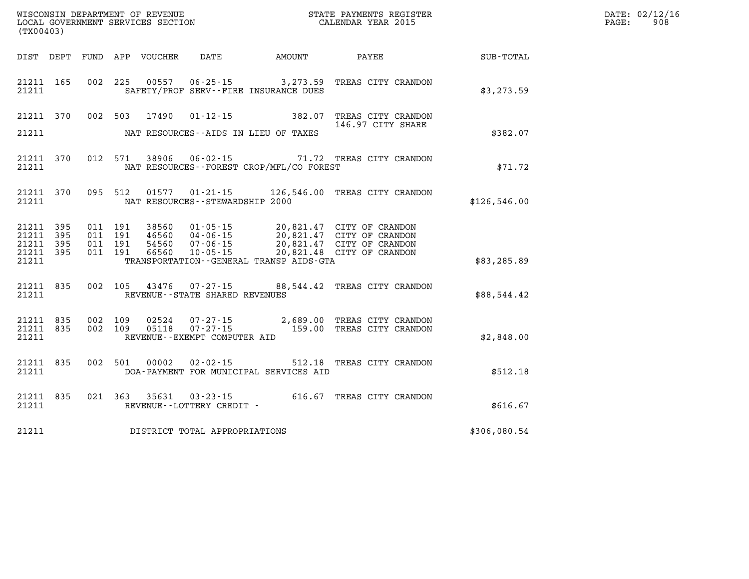WISCONSIN DEPARTMENT OF REVENUE
LOCAL GOVERNMENT SERVICES SECTION
(TX00403)

STATE PAYMENTS REGISTER
CALENDAR YEAR 2015

DATE: 02/12/16
PAGE: 908

| DIST | DEPT | FUND | APP | VOUCHER | DATE | AMOUNT | PAYEE | SUB-TOTAL |
|---|---|---|---|---|---|---|---|---|
| 21211 | 165 | 002 | 225 | 00557 | 06-25-15 | 3,273.59 | TREAS CITY CRANDON | |
| 21211 | | | | | SAFETY/PROF SERV--FIRE INSURANCE DUES | | | $3,273.59 |
| 21211 | 370 | 002 | 503 | 17490 | 01-12-15 | 382.07 | TREAS CITY CRANDON 146.97 CITY SHARE | |
| 21211 | | | | | NAT RESOURCES--AIDS IN LIEU OF TAXES | | | $382.07 |
| 21211 | 370 | 012 | 571 | 38906 | 06-02-15 | 71.72 | TREAS CITY CRANDON | |
| 21211 | | | | | NAT RESOURCES--FOREST CROP/MFL/CO FOREST | | | $71.72 |
| 21211 | 370 | 095 | 512 | 01577 | 01-21-15 | 126,546.00 | TREAS CITY CRANDON | |
| 21211 | | | | | NAT RESOURCES--STEWARDSHIP 2000 | | | $126,546.00 |
| 21211 | 395 | 011 | 191 | 38560 | 01-05-15 | 20,821.47 | CITY OF CRANDON | |
| 21211 | 395 | 011 | 191 | 46560 | 04-06-15 | 20,821.47 | CITY OF CRANDON | |
| 21211 | 395 | 011 | 191 | 54560 | 07-06-15 | 20,821.47 | CITY OF CRANDON | |
| 21211 | 395 | 011 | 191 | 66560 | 10-05-15 | 20,821.48 | CITY OF CRANDON | |
| 21211 | | | | | TRANSPORTATION--GENERAL TRANSP AIDS-GTA | | | $83,285.89 |
| 21211 | 835 | 002 | 105 | 43476 | 07-27-15 | 88,544.42 | TREAS CITY CRANDON | |
| 21211 | | | | | REVENUE--STATE SHARED REVENUES | | | $88,544.42 |
| 21211 | 835 | 002 | 109 | 02524 | 07-27-15 | 2,689.00 | TREAS CITY CRANDON | |
| 21211 | 835 | 002 | 109 | 05118 | 07-27-15 | 159.00 | TREAS CITY CRANDON | |
| 21211 | | | | | REVENUE--EXEMPT COMPUTER AID | | | $2,848.00 |
| 21211 | 835 | 002 | 501 | 00002 | 02-02-15 | 512.18 | TREAS CITY CRANDON | |
| 21211 | | | | | DOA-PAYMENT FOR MUNICIPAL SERVICES AID | | | $512.18 |
| 21211 | 835 | 021 | 363 | 35631 | 03-23-15 | 616.67 | TREAS CITY CRANDON | |
| 21211 | | | | | REVENUE--LOTTERY CREDIT - | | | $616.67 |
| 21211 | | | | | DISTRICT TOTAL APPROPRIATIONS | | | $306,080.54 |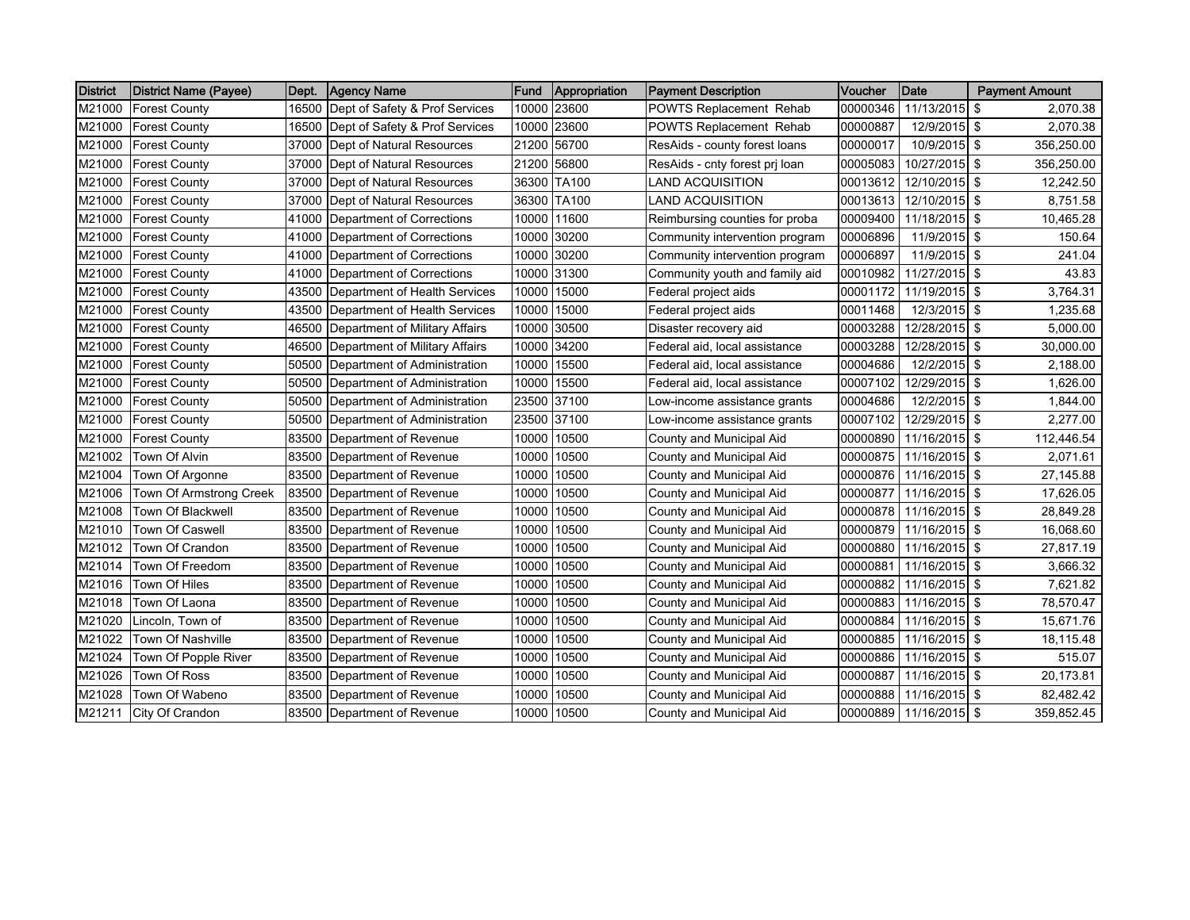| District | District Name (Payee) | Dept. | Agency Name | Fund | Appropriation | Payment Description | Voucher | Date | Payment Amount |
|---|---|---|---|---|---|---|---|---|---|
| M21000 | Forest County | 16500 | Dept of Safety & Prof Services | 10000 | 23600 | POWTS Replacement Rehab | 00000346 | 11/13/2015 | $ 2,070.38 |
| M21000 | Forest County | 16500 | Dept of Safety & Prof Services | 10000 | 23600 | POWTS Replacement Rehab | 00000887 | 12/9/2015 | $ 2,070.38 |
| M21000 | Forest County | 37000 | Dept of Natural Resources | 21200 | 56700 | ResAids - county forest loans | 00000017 | 10/9/2015 | $ 356,250.00 |
| M21000 | Forest County | 37000 | Dept of Natural Resources | 21200 | 56800 | ResAids - cnty forest prj loan | 00005083 | 10/27/2015 | $ 356,250.00 |
| M21000 | Forest County | 37000 | Dept of Natural Resources | 36300 | TA100 | LAND ACQUISITION | 00013612 | 12/10/2015 | $ 12,242.50 |
| M21000 | Forest County | 37000 | Dept of Natural Resources | 36300 | TA100 | LAND ACQUISITION | 00013613 | 12/10/2015 | $ 8,751.58 |
| M21000 | Forest County | 41000 | Department of Corrections | 10000 | 11600 | Reimbursing counties for proba | 00009400 | 11/18/2015 | $ 10,465.28 |
| M21000 | Forest County | 41000 | Department of Corrections | 10000 | 30200 | Community intervention program | 00006896 | 11/9/2015 | $ 150.64 |
| M21000 | Forest County | 41000 | Department of Corrections | 10000 | 30200 | Community intervention program | 00006897 | 11/9/2015 | $ 241.04 |
| M21000 | Forest County | 41000 | Department of Corrections | 10000 | 31300 | Community youth and family aid | 00010982 | 11/27/2015 | $ 43.83 |
| M21000 | Forest County | 43500 | Department of Health Services | 10000 | 15000 | Federal project aids | 00001172 | 11/19/2015 | $ 3,764.31 |
| M21000 | Forest County | 43500 | Department of Health Services | 10000 | 15000 | Federal project aids | 00011468 | 12/3/2015 | $ 1,235.68 |
| M21000 | Forest County | 46500 | Department of Military Affairs | 10000 | 30500 | Disaster recovery aid | 00003288 | 12/28/2015 | $ 5,000.00 |
| M21000 | Forest County | 46500 | Department of Military Affairs | 10000 | 34200 | Federal aid, local assistance | 00003288 | 12/28/2015 | $ 30,000.00 |
| M21000 | Forest County | 50500 | Department of Administration | 10000 | 15500 | Federal aid, local assistance | 00004686 | 12/2/2015 | $ 2,188.00 |
| M21000 | Forest County | 50500 | Department of Administration | 10000 | 15500 | Federal aid, local assistance | 00007102 | 12/29/2015 | $ 1,626.00 |
| M21000 | Forest County | 50500 | Department of Administration | 23500 | 37100 | Low-income assistance grants | 00004686 | 12/2/2015 | $ 1,844.00 |
| M21000 | Forest County | 50500 | Department of Administration | 23500 | 37100 | Low-income assistance grants | 00007102 | 12/29/2015 | $ 2,277.00 |
| M21000 | Forest County | 83500 | Department of Revenue | 10000 | 10500 | County and Municipal Aid | 00000890 | 11/16/2015 | $ 112,446.54 |
| M21002 | Town Of Alvin | 83500 | Department of Revenue | 10000 | 10500 | County and Municipal Aid | 00000875 | 11/16/2015 | $ 2,071.61 |
| M21004 | Town Of Argonne | 83500 | Department of Revenue | 10000 | 10500 | County and Municipal Aid | 00000876 | 11/16/2015 | $ 27,145.88 |
| M21006 | Town Of Armstrong Creek | 83500 | Department of Revenue | 10000 | 10500 | County and Municipal Aid | 00000877 | 11/16/2015 | $ 17,626.05 |
| M21008 | Town Of Blackwell | 83500 | Department of Revenue | 10000 | 10500 | County and Municipal Aid | 00000878 | 11/16/2015 | $ 28,849.28 |
| M21010 | Town Of Caswell | 83500 | Department of Revenue | 10000 | 10500 | County and Municipal Aid | 00000879 | 11/16/2015 | $ 16,068.60 |
| M21012 | Town Of Crandon | 83500 | Department of Revenue | 10000 | 10500 | County and Municipal Aid | 00000880 | 11/16/2015 | $ 27,817.19 |
| M21014 | Town Of Freedom | 83500 | Department of Revenue | 10000 | 10500 | County and Municipal Aid | 00000881 | 11/16/2015 | $ 3,666.32 |
| M21016 | Town Of Hiles | 83500 | Department of Revenue | 10000 | 10500 | County and Municipal Aid | 00000882 | 11/16/2015 | $ 7,621.82 |
| M21018 | Town Of Laona | 83500 | Department of Revenue | 10000 | 10500 | County and Municipal Aid | 00000883 | 11/16/2015 | $ 78,570.47 |
| M21020 | Lincoln, Town of | 83500 | Department of Revenue | 10000 | 10500 | County and Municipal Aid | 00000884 | 11/16/2015 | $ 15,671.76 |
| M21022 | Town Of Nashville | 83500 | Department of Revenue | 10000 | 10500 | County and Municipal Aid | 00000885 | 11/16/2015 | $ 18,115.48 |
| M21024 | Town Of Popple River | 83500 | Department of Revenue | 10000 | 10500 | County and Municipal Aid | 00000886 | 11/16/2015 | $ 515.07 |
| M21026 | Town Of Ross | 83500 | Department of Revenue | 10000 | 10500 | County and Municipal Aid | 00000887 | 11/16/2015 | $ 20,173.81 |
| M21028 | Town Of Wabeno | 83500 | Department of Revenue | 10000 | 10500 | County and Municipal Aid | 00000888 | 11/16/2015 | $ 82,482.42 |
| M21211 | City Of Crandon | 83500 | Department of Revenue | 10000 | 10500 | County and Municipal Aid | 00000889 | 11/16/2015 | $ 359,852.45 |